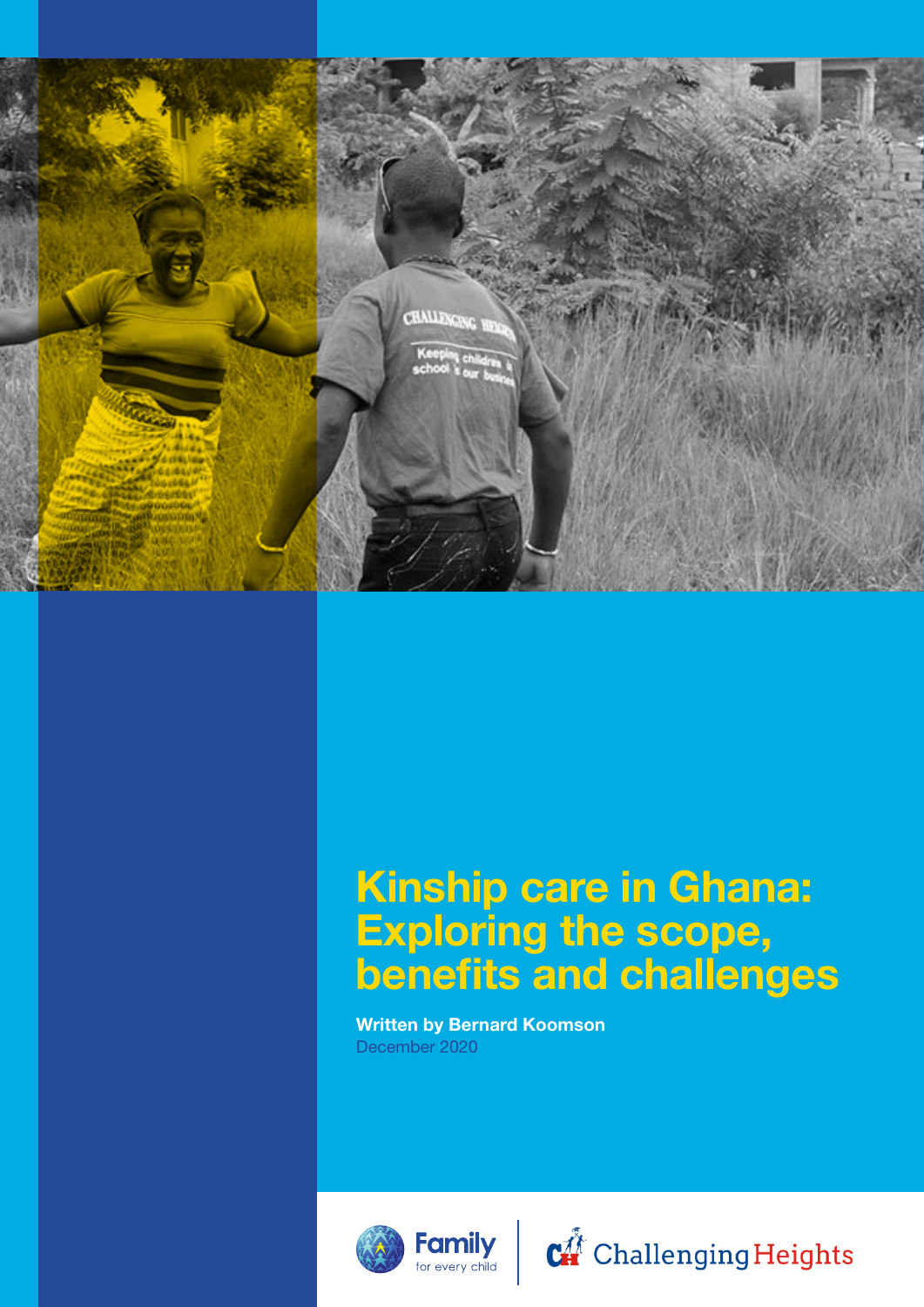# Kinship care in Ghana: Exploring the scope, benefits and challenges

**Written by Bernard Koomson**

December 2020

Family for every child | Challenging Heights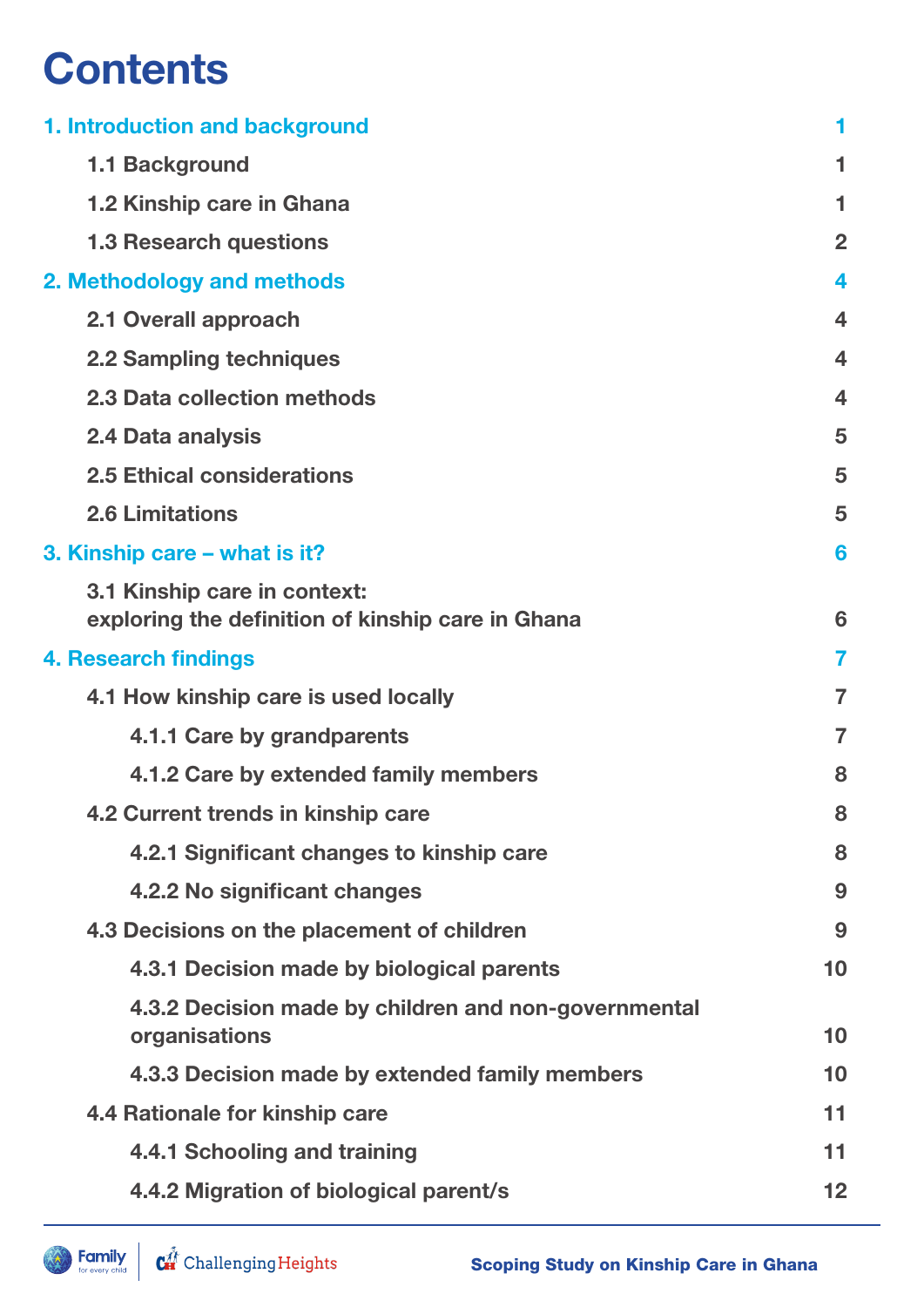# Contents

| | |
|---|---|
| **1. Introduction and background** | **1** |
| 1.1 Background | 1 |
| 1.2 Kinship care in Ghana | 1 |
| 1.3 Research questions | 2 |
| **2. Methodology and methods** | **4** |
| 2.1 Overall approach | 4 |
| 2.2 Sampling techniques | 4 |
| 2.3 Data collection methods | 4 |
| 2.4 Data analysis | 5 |
| 2.5 Ethical considerations | 5 |
| 2.6 Limitations | 5 |
| **3. Kinship care – what is it?** | **6** |
| 3.1 Kinship care in context: exploring the definition of kinship care in Ghana | 6 |
| **4. Research findings** | **7** |
| 4.1 How kinship care is used locally | 7 |
| 4.1.1 Care by grandparents | 7 |
| 4.1.2 Care by extended family members | 8 |
| 4.2 Current trends in kinship care | 8 |
| 4.2.1 Significant changes to kinship care | 8 |
| 4.2.2 No significant changes | 9 |
| 4.3 Decisions on the placement of children | 9 |
| 4.3.1 Decision made by biological parents | 10 |
| 4.3.2 Decision made by children and non-governmental organisations | 10 |
| 4.3.3 Decision made by extended family members | 10 |
| 4.4 Rationale for kinship care | 11 |
| 4.4.1 Schooling and training | 11 |
| 4.4.2 Migration of biological parent/s | 12 |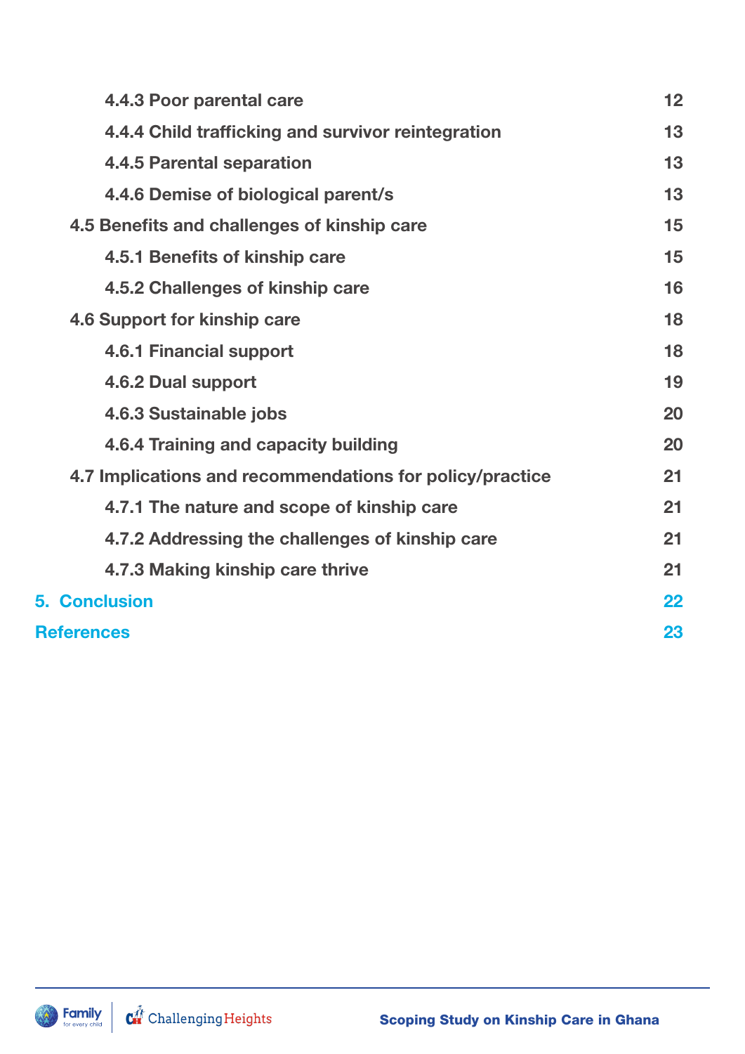| | |
|---|---|
| 4.4.3 Poor parental care | 12 |
| 4.4.4 Child trafficking and survivor reintegration | 13 |
| 4.4.5 Parental separation | 13 |
| 4.4.6 Demise of biological parent/s | 13 |
| 4.5 Benefits and challenges of kinship care | 15 |
| 4.5.1 Benefits of kinship care | 15 |
| 4.5.2 Challenges of kinship care | 16 |
| 4.6 Support for kinship care | 18 |
| 4.6.1 Financial support | 18 |
| 4.6.2 Dual support | 19 |
| 4.6.3 Sustainable jobs | 20 |
| 4.6.4 Training and capacity building | 20 |
| 4.7 Implications and recommendations for policy/practice | 21 |
| 4.7.1 The nature and scope of kinship care | 21 |
| 4.7.2 Addressing the challenges of kinship care | 21 |
| 4.7.3 Making kinship care thrive | 21 |
| 5. Conclusion | 22 |
| References | 23 |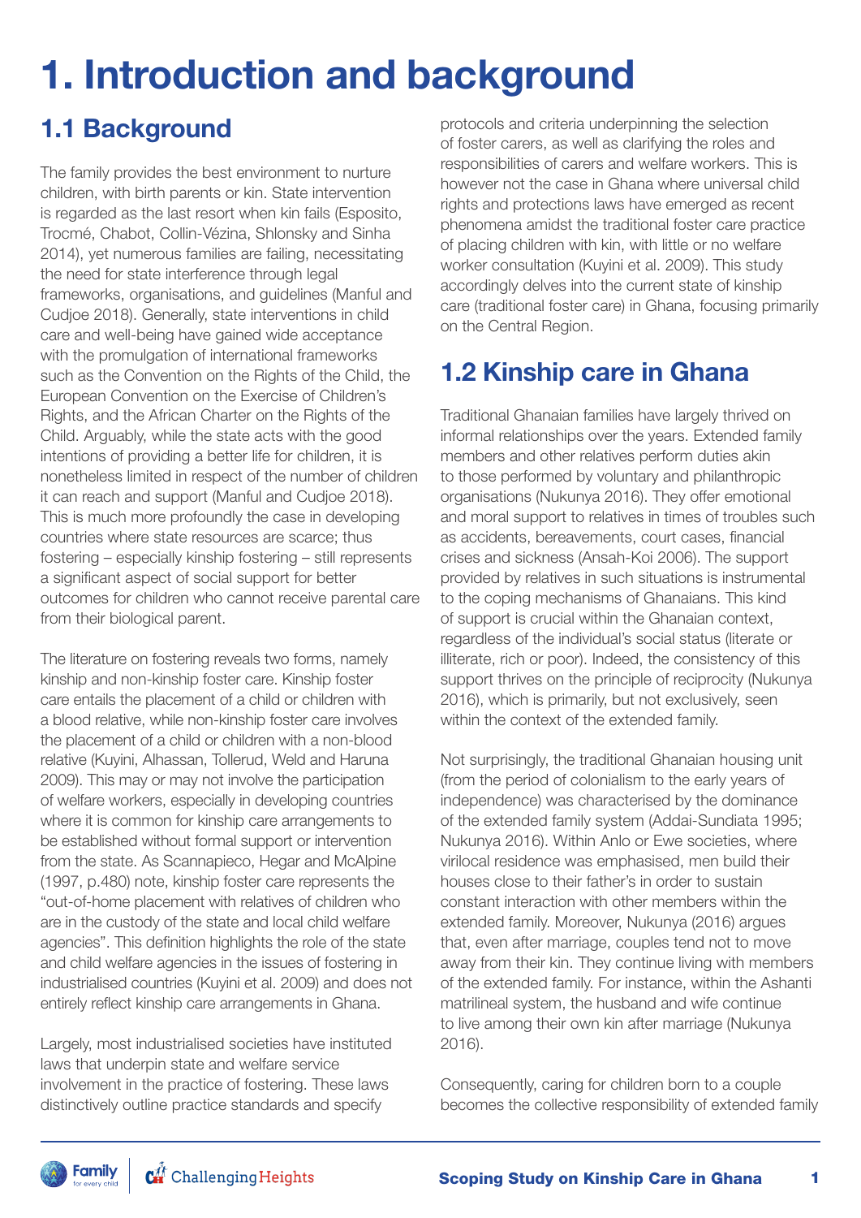# 1. Introduction and background

## 1.1 Background

The family provides the best environment to nurture children, with birth parents or kin. State intervention is regarded as the last resort when kin fails (Esposito, Trocmé, Chabot, Collin-Vézina, Shlonsky and Sinha 2014), yet numerous families are failing, necessitating the need for state interference through legal frameworks, organisations, and guidelines (Manful and Cudjoe 2018). Generally, state interventions in child care and well-being have gained wide acceptance with the promulgation of international frameworks such as the Convention on the Rights of the Child, the European Convention on the Exercise of Children's Rights, and the African Charter on the Rights of the Child. Arguably, while the state acts with the good intentions of providing a better life for children, it is nonetheless limited in respect of the number of children it can reach and support (Manful and Cudjoe 2018). This is much more profoundly the case in developing countries where state resources are scarce; thus fostering – especially kinship fostering – still represents a significant aspect of social support for better outcomes for children who cannot receive parental care from their biological parent.

The literature on fostering reveals two forms, namely kinship and non-kinship foster care. Kinship foster care entails the placement of a child or children with a blood relative, while non-kinship foster care involves the placement of a child or children with a non-blood relative (Kuyini, Alhassan, Tollerud, Weld and Haruna 2009). This may or may not involve the participation of welfare workers, especially in developing countries where it is common for kinship care arrangements to be established without formal support or intervention from the state. As Scannapieco, Hegar and McAlpine (1997, p.480) note, kinship foster care represents the "out-of-home placement with relatives of children who are in the custody of the state and local child welfare agencies". This definition highlights the role of the state and child welfare agencies in the issues of fostering in industrialised countries (Kuyini et al. 2009) and does not entirely reflect kinship care arrangements in Ghana.

Largely, most industrialised societies have instituted laws that underpin state and welfare service involvement in the practice of fostering. These laws distinctively outline practice standards and specify protocols and criteria underpinning the selection of foster carers, as well as clarifying the roles and responsibilities of carers and welfare workers. This is however not the case in Ghana where universal child rights and protections laws have emerged as recent phenomena amidst the traditional foster care practice of placing children with kin, with little or no welfare worker consultation (Kuyini et al. 2009). This study accordingly delves into the current state of kinship care (traditional foster care) in Ghana, focusing primarily on the Central Region.

## 1.2 Kinship care in Ghana

Traditional Ghanaian families have largely thrived on informal relationships over the years. Extended family members and other relatives perform duties akin to those performed by voluntary and philanthropic organisations (Nukunya 2016). They offer emotional and moral support to relatives in times of troubles such as accidents, bereavements, court cases, financial crises and sickness (Ansah-Koi 2006). The support provided by relatives in such situations is instrumental to the coping mechanisms of Ghanaians. This kind of support is crucial within the Ghanaian context, regardless of the individual's social status (literate or illiterate, rich or poor). Indeed, the consistency of this support thrives on the principle of reciprocity (Nukunya 2016), which is primarily, but not exclusively, seen within the context of the extended family.

Not surprisingly, the traditional Ghanaian housing unit (from the period of colonialism to the early years of independence) was characterised by the dominance of the extended family system (Addai-Sundiata 1995; Nukunya 2016). Within Anlo or Ewe societies, where virilocal residence was emphasised, men build their houses close to their father's in order to sustain constant interaction with other members within the extended family. Moreover, Nukunya (2016) argues that, even after marriage, couples tend not to move away from their kin. They continue living with members of the extended family. For instance, within the Ashanti matrilineal system, the husband and wife continue to live among their own kin after marriage (Nukunya 2016).

Consequently, caring for children born to a couple becomes the collective responsibility of extended family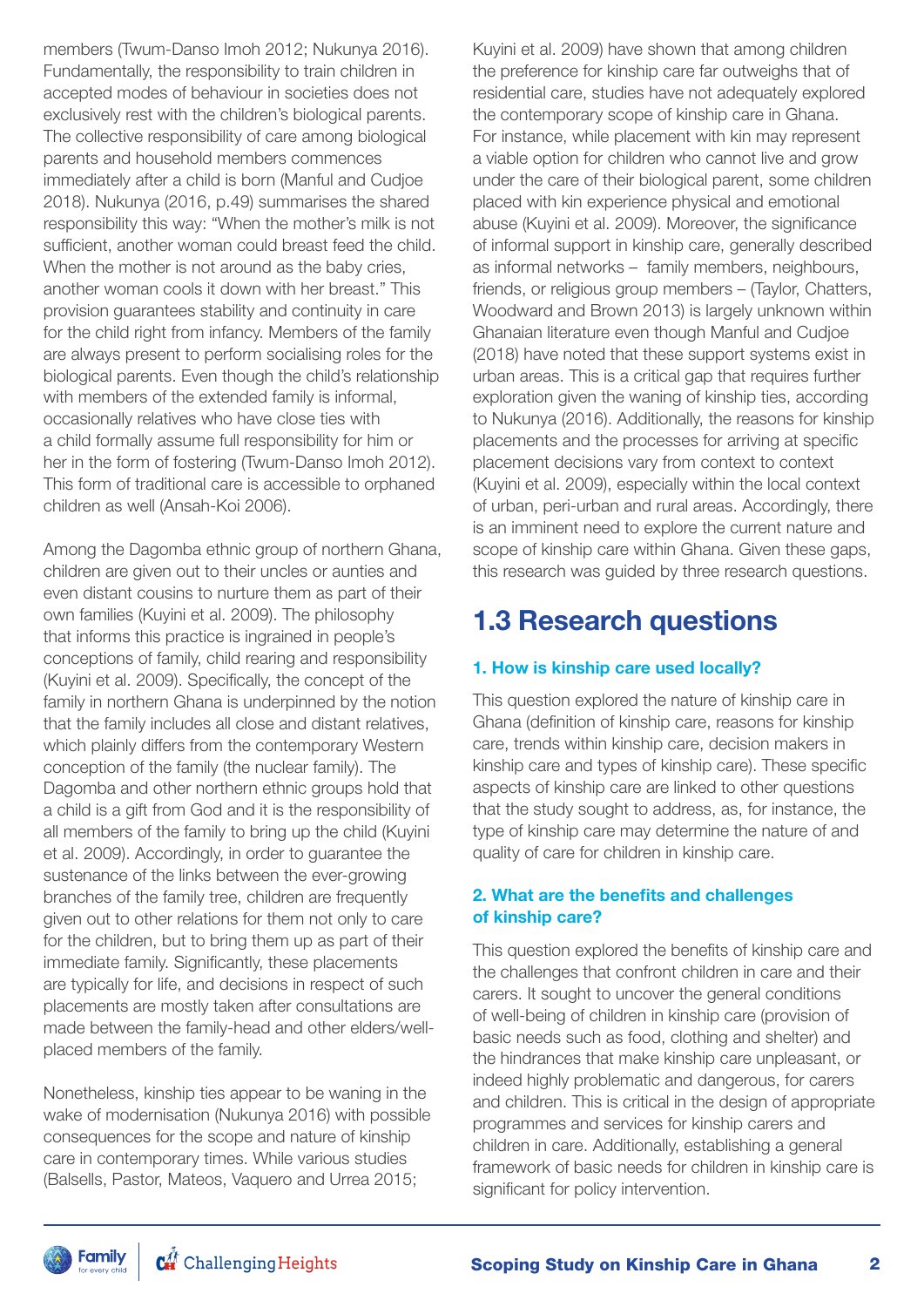members (Twum-Danso Imoh 2012; Nukunya 2016). Fundamentally, the responsibility to train children in accepted modes of behaviour in societies does not exclusively rest with the children's biological parents. The collective responsibility of care among biological parents and household members commences immediately after a child is born (Manful and Cudjoe 2018). Nukunya (2016, p.49) summarises the shared responsibility this way: "When the mother's milk is not sufficient, another woman could breast feed the child. When the mother is not around as the baby cries, another woman cools it down with her breast." This provision guarantees stability and continuity in care for the child right from infancy. Members of the family are always present to perform socialising roles for the biological parents. Even though the child's relationship with members of the extended family is informal, occasionally relatives who have close ties with a child formally assume full responsibility for him or her in the form of fostering (Twum-Danso Imoh 2012). This form of traditional care is accessible to orphaned children as well (Ansah-Koi 2006).

Among the Dagomba ethnic group of northern Ghana, children are given out to their uncles or aunties and even distant cousins to nurture them as part of their own families (Kuyini et al. 2009). The philosophy that informs this practice is ingrained in people's conceptions of family, child rearing and responsibility (Kuyini et al. 2009). Specifically, the concept of the family in northern Ghana is underpinned by the notion that the family includes all close and distant relatives, which plainly differs from the contemporary Western conception of the family (the nuclear family). The Dagomba and other northern ethnic groups hold that a child is a gift from God and it is the responsibility of all members of the family to bring up the child (Kuyini et al. 2009). Accordingly, in order to guarantee the sustenance of the links between the ever-growing branches of the family tree, children are frequently given out to other relations for them not only to care for the children, but to bring them up as part of their immediate family. Significantly, these placements are typically for life, and decisions in respect of such placements are mostly taken after consultations are made between the family-head and other elders/well-placed members of the family.

Nonetheless, kinship ties appear to be waning in the wake of modernisation (Nukunya 2016) with possible consequences for the scope and nature of kinship care in contemporary times. While various studies (Balsells, Pastor, Mateos, Vaquero and Urrea 2015; Kuyini et al. 2009) have shown that among children the preference for kinship care far outweighs that of residential care, studies have not adequately explored the contemporary scope of kinship care in Ghana. For instance, while placement with kin may represent a viable option for children who cannot live and grow under the care of their biological parent, some children placed with kin experience physical and emotional abuse (Kuyini et al. 2009). Moreover, the significance of informal support in kinship care, generally described as informal networks – family members, neighbours, friends, or religious group members – (Taylor, Chatters, Woodward and Brown 2013) is largely unknown within Ghanaian literature even though Manful and Cudjoe (2018) have noted that these support systems exist in urban areas. This is a critical gap that requires further exploration given the waning of kinship ties, according to Nukunya (2016). Additionally, the reasons for kinship placements and the processes for arriving at specific placement decisions vary from context to context (Kuyini et al. 2009), especially within the local context of urban, peri-urban and rural areas. Accordingly, there is an imminent need to explore the current nature and scope of kinship care within Ghana. Given these gaps, this research was guided by three research questions.

## 1.3 Research questions

### 1. How is kinship care used locally?

This question explored the nature of kinship care in Ghana (definition of kinship care, reasons for kinship care, trends within kinship care, decision makers in kinship care and types of kinship care). These specific aspects of kinship care are linked to other questions that the study sought to address, as, for instance, the type of kinship care may determine the nature of and quality of care for children in kinship care.

### 2. What are the benefits and challenges of kinship care?

This question explored the benefits of kinship care and the challenges that confront children in care and their carers. It sought to uncover the general conditions of well-being of children in kinship care (provision of basic needs such as food, clothing and shelter) and the hindrances that make kinship care unpleasant, or indeed highly problematic and dangerous, for carers and children. This is critical in the design of appropriate programmes and services for kinship carers and children in care. Additionally, establishing a general framework of basic needs for children in kinship care is significant for policy intervention.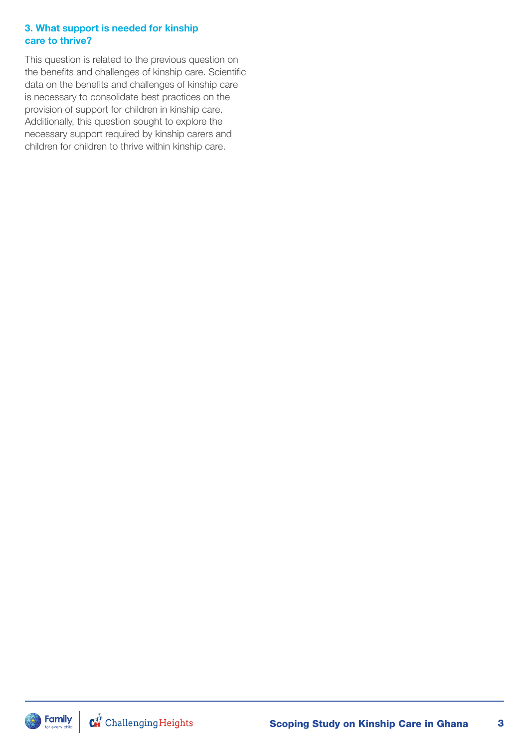### 3. What support is needed for kinship care to thrive?

This question is related to the previous question on the benefits and challenges of kinship care. Scientific data on the benefits and challenges of kinship care is necessary to consolidate best practices on the provision of support for children in kinship care. Additionally, this question sought to explore the necessary support required by kinship carers and children for children to thrive within kinship care.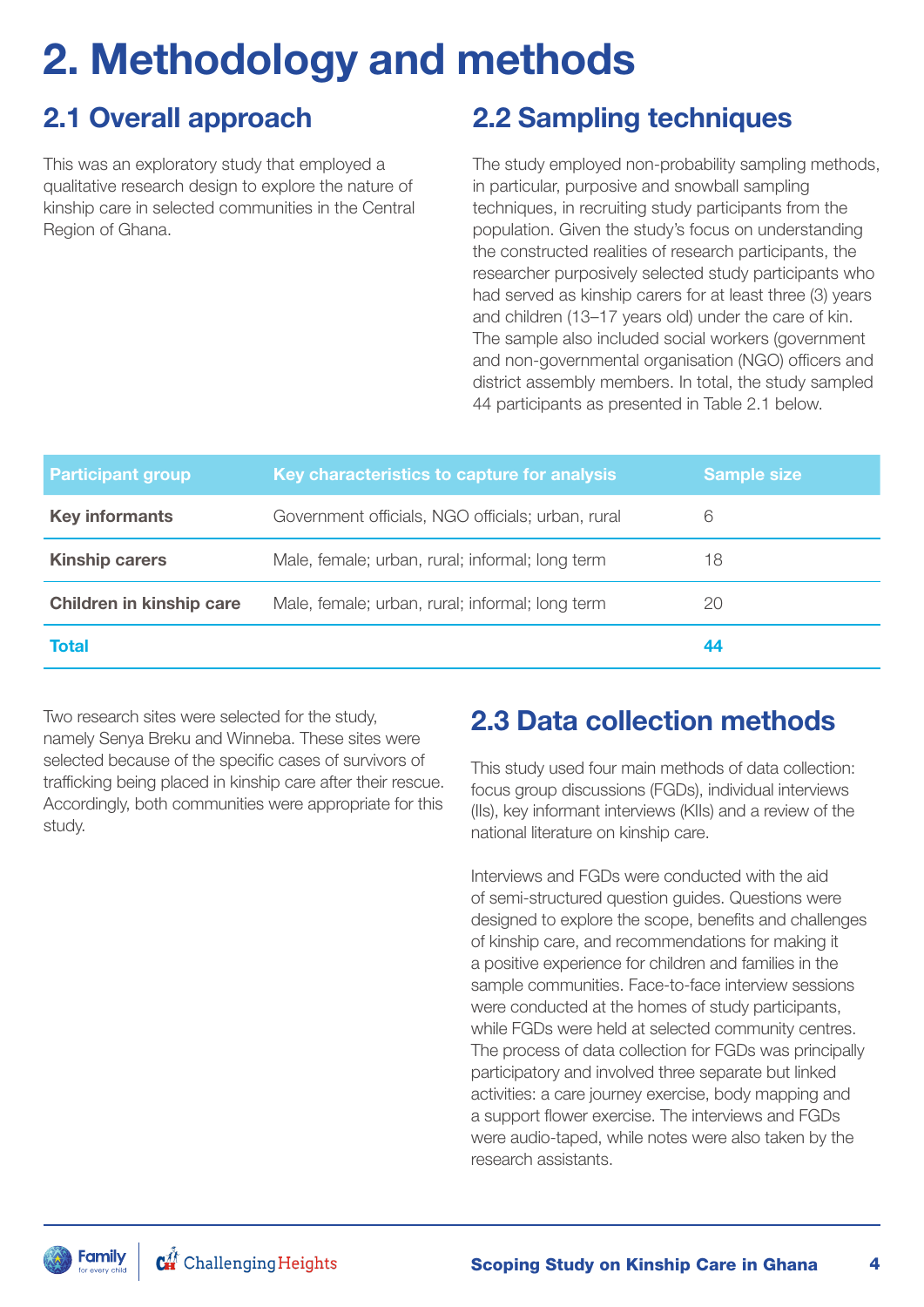# 2. Methodology and methods

## 2.1 Overall approach

This was an exploratory study that employed a qualitative research design to explore the nature of kinship care in selected communities in the Central Region of Ghana.

## 2.2 Sampling techniques

The study employed non-probability sampling methods, in particular, purposive and snowball sampling techniques, in recruiting study participants from the population. Given the study's focus on understanding the constructed realities of research participants, the researcher purposively selected study participants who had served as kinship carers for at least three (3) years and children (13–17 years old) under the care of kin. The sample also included social workers (government and non-governmental organisation (NGO) officers and district assembly members. In total, the study sampled 44 participants as presented in Table 2.1 below.

| Participant group | Key characteristics to capture for analysis | Sample size |
|---|---|---|
| **Key informants** | Government officials, NGO officials; urban, rural | 6 |
| **Kinship carers** | Male, female; urban, rural; informal; long term | 18 |
| **Children in kinship care** | Male, female; urban, rural; informal; long term | 20 |
| **Total** | | **44** |

Two research sites were selected for the study, namely Senya Breku and Winneba. These sites were selected because of the specific cases of survivors of trafficking being placed in kinship care after their rescue. Accordingly, both communities were appropriate for this study.

## 2.3 Data collection methods

This study used four main methods of data collection: focus group discussions (FGDs), individual interviews (IIs), key informant interviews (KIIs) and a review of the national literature on kinship care.

Interviews and FGDs were conducted with the aid of semi-structured question guides. Questions were designed to explore the scope, benefits and challenges of kinship care, and recommendations for making it a positive experience for children and families in the sample communities. Face-to-face interview sessions were conducted at the homes of study participants, while FGDs were held at selected community centres. The process of data collection for FGDs was principally participatory and involved three separate but linked activities: a care journey exercise, body mapping and a support flower exercise. The interviews and FGDs were audio-taped, while notes were also taken by the research assistants.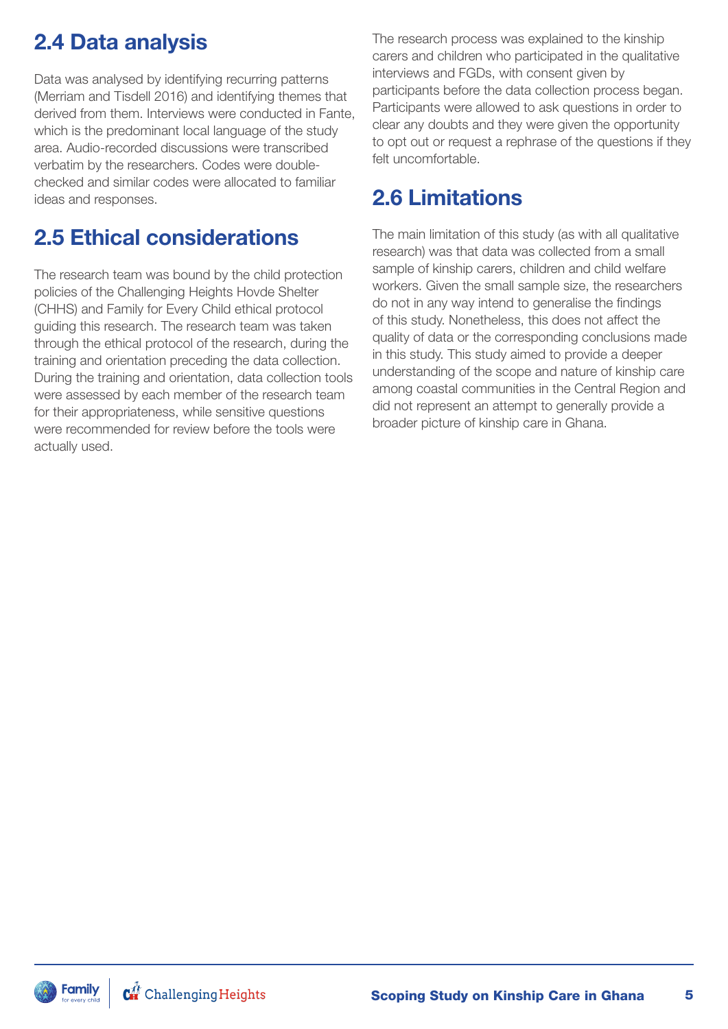## 2.4 Data analysis

Data was analysed by identifying recurring patterns (Merriam and Tisdell 2016) and identifying themes that derived from them. Interviews were conducted in Fante, which is the predominant local language of the study area. Audio-recorded discussions were transcribed verbatim by the researchers. Codes were double-checked and similar codes were allocated to familiar ideas and responses.

## 2.5 Ethical considerations

The research team was bound by the child protection policies of the Challenging Heights Hovde Shelter (CHHS) and Family for Every Child ethical protocol guiding this research. The research team was taken through the ethical protocol of the research, during the training and orientation preceding the data collection. During the training and orientation, data collection tools were assessed by each member of the research team for their appropriateness, while sensitive questions were recommended for review before the tools were actually used.

The research process was explained to the kinship carers and children who participated in the qualitative interviews and FGDs, with consent given by participants before the data collection process began. Participants were allowed to ask questions in order to clear any doubts and they were given the opportunity to opt out or request a rephrase of the questions if they felt uncomfortable.

## 2.6 Limitations

The main limitation of this study (as with all qualitative research) was that data was collected from a small sample of kinship carers, children and child welfare workers. Given the small sample size, the researchers do not in any way intend to generalise the findings of this study. Nonetheless, this does not affect the quality of data or the corresponding conclusions made in this study. This study aimed to provide a deeper understanding of the scope and nature of kinship care among coastal communities in the Central Region and did not represent an attempt to generally provide a broader picture of kinship care in Ghana.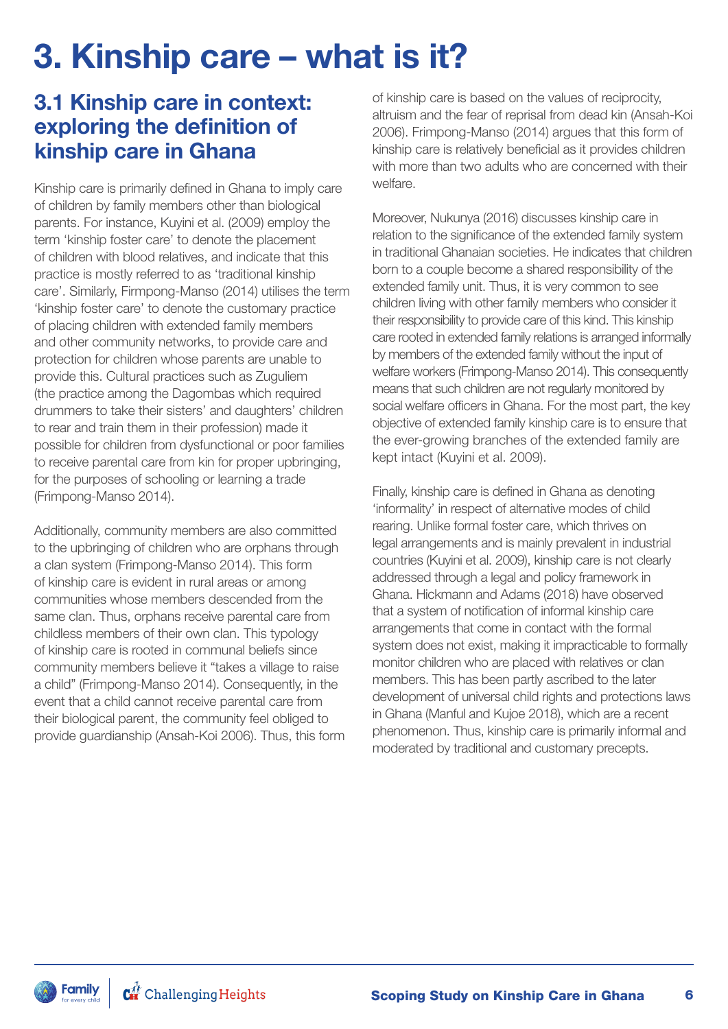# 3. Kinship care – what is it?

## 3.1 Kinship care in context: exploring the definition of kinship care in Ghana

Kinship care is primarily defined in Ghana to imply care of children by family members other than biological parents. For instance, Kuyini et al. (2009) employ the term 'kinship foster care' to denote the placement of children with blood relatives, and indicate that this practice is mostly referred to as 'traditional kinship care'. Similarly, Firmpong-Manso (2014) utilises the term 'kinship foster care' to denote the customary practice of placing children with extended family members and other community networks, to provide care and protection for children whose parents are unable to provide this. Cultural practices such as Zuguliem (the practice among the Dagombas which required drummers to take their sisters' and daughters' children to rear and train them in their profession) made it possible for children from dysfunctional or poor families to receive parental care from kin for proper upbringing, for the purposes of schooling or learning a trade (Frimpong-Manso 2014).

Additionally, community members are also committed to the upbringing of children who are orphans through a clan system (Frimpong-Manso 2014). This form of kinship care is evident in rural areas or among communities whose members descended from the same clan. Thus, orphans receive parental care from childless members of their own clan. This typology of kinship care is rooted in communal beliefs since community members believe it "takes a village to raise a child" (Frimpong-Manso 2014). Consequently, in the event that a child cannot receive parental care from their biological parent, the community feel obliged to provide guardianship (Ansah-Koi 2006). Thus, this form of kinship care is based on the values of reciprocity, altruism and the fear of reprisal from dead kin (Ansah-Koi 2006). Frimpong-Manso (2014) argues that this form of kinship care is relatively beneficial as it provides children with more than two adults who are concerned with their welfare.

Moreover, Nukunya (2016) discusses kinship care in relation to the significance of the extended family system in traditional Ghanaian societies. He indicates that children born to a couple become a shared responsibility of the extended family unit. Thus, it is very common to see children living with other family members who consider it their responsibility to provide care of this kind. This kinship care rooted in extended family relations is arranged informally by members of the extended family without the input of welfare workers (Frimpong-Manso 2014). This consequently means that such children are not regularly monitored by social welfare officers in Ghana. For the most part, the key objective of extended family kinship care is to ensure that the ever-growing branches of the extended family are kept intact (Kuyini et al. 2009).

Finally, kinship care is defined in Ghana as denoting 'informality' in respect of alternative modes of child rearing. Unlike formal foster care, which thrives on legal arrangements and is mainly prevalent in industrial countries (Kuyini et al. 2009), kinship care is not clearly addressed through a legal and policy framework in Ghana. Hickmann and Adams (2018) have observed that a system of notification of informal kinship care arrangements that come in contact with the formal system does not exist, making it impracticable to formally monitor children who are placed with relatives or clan members. This has been partly ascribed to the later development of universal child rights and protections laws in Ghana (Manful and Kujoe 2018), which are a recent phenomenon. Thus, kinship care is primarily informal and moderated by traditional and customary precepts.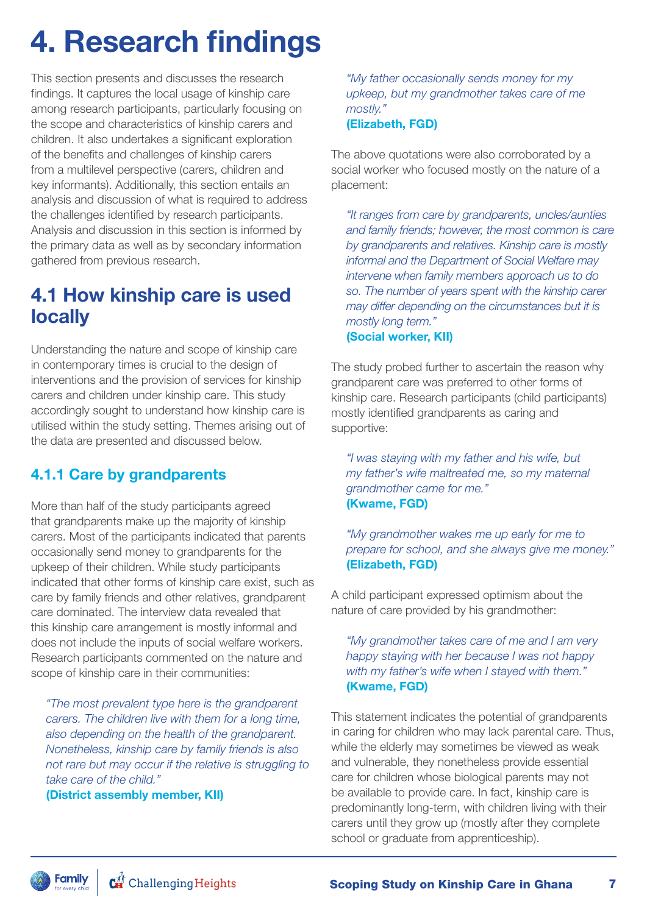# 4. Research findings

This section presents and discusses the research findings. It captures the local usage of kinship care among research participants, particularly focusing on the scope and characteristics of kinship carers and children. It also undertakes a significant exploration of the benefits and challenges of kinship carers from a multilevel perspective (carers, children and key informants). Additionally, this section entails an analysis and discussion of what is required to address the challenges identified by research participants. Analysis and discussion in this section is informed by the primary data as well as by secondary information gathered from previous research.

## 4.1 How kinship care is used locally

Understanding the nature and scope of kinship care in contemporary times is crucial to the design of interventions and the provision of services for kinship carers and children under kinship care. This study accordingly sought to understand how kinship care is utilised within the study setting. Themes arising out of the data are presented and discussed below.

### 4.1.1 Care by grandparents

More than half of the study participants agreed that grandparents make up the majority of kinship carers. Most of the participants indicated that parents occasionally send money to grandparents for the upkeep of their children. While study participants indicated that other forms of kinship care exist, such as care by family friends and other relatives, grandparent care dominated. The interview data revealed that this kinship care arrangement is mostly informal and does not include the inputs of social welfare workers. Research participants commented on the nature and scope of kinship care in their communities:

> *"The most prevalent type here is the grandparent carers. The children live with them for a long time, also depending on the health of the grandparent. Nonetheless, kinship care by family friends is also not rare but may occur if the relative is struggling to take care of the child."*
> **(District assembly member, KII)**

> *"My father occasionally sends money for my upkeep, but my grandmother takes care of me mostly."*
> **(Elizabeth, FGD)**

The above quotations were also corroborated by a social worker who focused mostly on the nature of a placement:

> *"It ranges from care by grandparents, uncles/aunties and family friends; however, the most common is care by grandparents and relatives. Kinship care is mostly informal and the Department of Social Welfare may intervene when family members approach us to do so. The number of years spent with the kinship carer may differ depending on the circumstances but it is mostly long term."*
> **(Social worker, KII)**

The study probed further to ascertain the reason why grandparent care was preferred to other forms of kinship care. Research participants (child participants) mostly identified grandparents as caring and supportive:

> *"I was staying with my father and his wife, but my father's wife maltreated me, so my maternal grandmother came for me."*
> **(Kwame, FGD)**

> *"My grandmother wakes me up early for me to prepare for school, and she always give me money."*
> **(Elizabeth, FGD)**

A child participant expressed optimism about the nature of care provided by his grandmother:

> *"My grandmother takes care of me and I am very happy staying with her because I was not happy with my father's wife when I stayed with them."*
> **(Kwame, FGD)**

This statement indicates the potential of grandparents in caring for children who may lack parental care. Thus, while the elderly may sometimes be viewed as weak and vulnerable, they nonetheless provide essential care for children whose biological parents may not be available to provide care. In fact, kinship care is predominantly long-term, with children living with their carers until they grow up (mostly after they complete school or graduate from apprenticeship).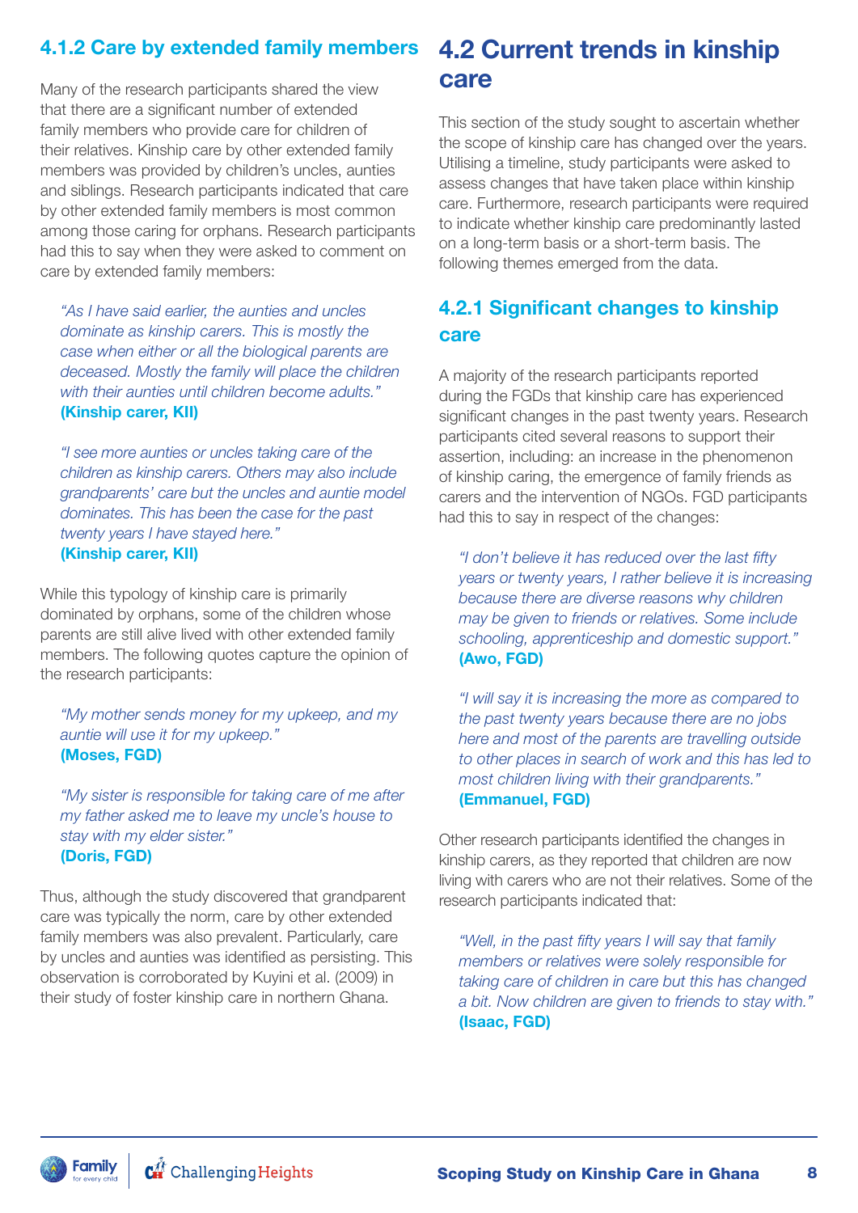### 4.1.2 Care by extended family members

Many of the research participants shared the view that there are a significant number of extended family members who provide care for children of their relatives. Kinship care by other extended family members was provided by children's uncles, aunties and siblings. Research participants indicated that care by other extended family members is most common among those caring for orphans. Research participants had this to say when they were asked to comment on care by extended family members:

> *"As I have said earlier, the aunties and uncles dominate as kinship carers. This is mostly the case when either or all the biological parents are deceased. Mostly the family will place the children with their aunties until children become adults."*
> **(Kinship carer, KII)**

> *"I see more aunties or uncles taking care of the children as kinship carers. Others may also include grandparents' care but the uncles and auntie model dominates. This has been the case for the past twenty years I have stayed here."*
> **(Kinship carer, KII)**

While this typology of kinship care is primarily dominated by orphans, some of the children whose parents are still alive lived with other extended family members. The following quotes capture the opinion of the research participants:

> *"My mother sends money for my upkeep, and my auntie will use it for my upkeep."*
> **(Moses, FGD)**

> *"My sister is responsible for taking care of me after my father asked me to leave my uncle's house to stay with my elder sister."*
> **(Doris, FGD)**

Thus, although the study discovered that grandparent care was typically the norm, care by other extended family members was also prevalent. Particularly, care by uncles and aunties was identified as persisting. This observation is corroborated by Kuyini et al. (2009) in their study of foster kinship care in northern Ghana.

## 4.2 Current trends in kinship care

This section of the study sought to ascertain whether the scope of kinship care has changed over the years. Utilising a timeline, study participants were asked to assess changes that have taken place within kinship care. Furthermore, research participants were required to indicate whether kinship care predominantly lasted on a long-term basis or a short-term basis. The following themes emerged from the data.

### 4.2.1 Significant changes to kinship care

A majority of the research participants reported during the FGDs that kinship care has experienced significant changes in the past twenty years. Research participants cited several reasons to support their assertion, including: an increase in the phenomenon of kinship caring, the emergence of family friends as carers and the intervention of NGOs. FGD participants had this to say in respect of the changes:

> *"I don't believe it has reduced over the last fifty years or twenty years, I rather believe it is increasing because there are diverse reasons why children may be given to friends or relatives. Some include schooling, apprenticeship and domestic support."*
> **(Awo, FGD)**

> *"I will say it is increasing the more as compared to the past twenty years because there are no jobs here and most of the parents are travelling outside to other places in search of work and this has led to most children living with their grandparents."*
> **(Emmanuel, FGD)**

Other research participants identified the changes in kinship carers, as they reported that children are now living with carers who are not their relatives. Some of the research participants indicated that:

> *"Well, in the past fifty years I will say that family members or relatives were solely responsible for taking care of children in care but this has changed a bit. Now children are given to friends to stay with."*
> **(Isaac, FGD)**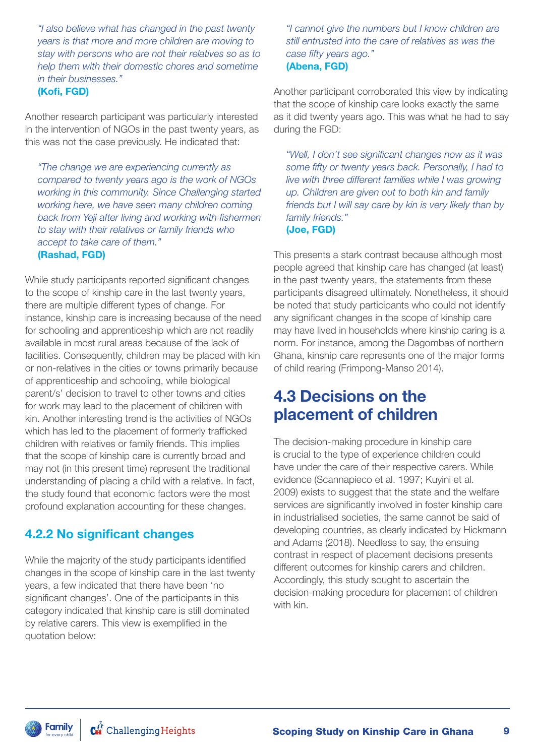*"I also believe what has changed in the past twenty years is that more and more children are moving to stay with persons who are not their relatives so as to help them with their domestic chores and sometime in their businesses."*
**(Kofi, FGD)**

Another research participant was particularly interested in the intervention of NGOs in the past twenty years, as this was not the case previously. He indicated that:

*"The change we are experiencing currently as compared to twenty years ago is the work of NGOs working in this community. Since Challenging started working here, we have seen many children coming back from Yeji after living and working with fishermen to stay with their relatives or family friends who accept to take care of them."*
**(Rashad, FGD)**

While study participants reported significant changes to the scope of kinship care in the last twenty years, there are multiple different types of change. For instance, kinship care is increasing because of the need for schooling and apprenticeship which are not readily available in most rural areas because of the lack of facilities. Consequently, children may be placed with kin or non-relatives in the cities or towns primarily because of apprenticeship and schooling, while biological parent/s' decision to travel to other towns and cities for work may lead to the placement of children with kin. Another interesting trend is the activities of NGOs which has led to the placement of formerly trafficked children with relatives or family friends. This implies that the scope of kinship care is currently broad and may not (in this present time) represent the traditional understanding of placing a child with a relative. In fact, the study found that economic factors were the most profound explanation accounting for these changes.

### 4.2.2 No significant changes

While the majority of the study participants identified changes in the scope of kinship care in the last twenty years, a few indicated that there have been 'no significant changes'. One of the participants in this category indicated that kinship care is still dominated by relative carers. This view is exemplified in the quotation below:

*"I cannot give the numbers but I know children are still entrusted into the care of relatives as was the case fifty years ago."*
**(Abena, FGD)**

Another participant corroborated this view by indicating that the scope of kinship care looks exactly the same as it did twenty years ago. This was what he had to say during the FGD:

*"Well, I don't see significant changes now as it was some fifty or twenty years back. Personally, I had to live with three different families while I was growing up. Children are given out to both kin and family friends but I will say care by kin is very likely than by family friends."*
**(Joe, FGD)**

This presents a stark contrast because although most people agreed that kinship care has changed (at least) in the past twenty years, the statements from these participants disagreed ultimately. Nonetheless, it should be noted that study participants who could not identify any significant changes in the scope of kinship care may have lived in households where kinship caring is a norm. For instance, among the Dagombas of northern Ghana, kinship care represents one of the major forms of child rearing (Frimpong-Manso 2014).

## 4.3 Decisions on the placement of children

The decision-making procedure in kinship care is crucial to the type of experience children could have under the care of their respective carers. While evidence (Scannapieco et al. 1997; Kuyini et al. 2009) exists to suggest that the state and the welfare services are significantly involved in foster kinship care in industrialised societies, the same cannot be said of developing countries, as clearly indicated by Hickmann and Adams (2018). Needless to say, the ensuing contrast in respect of placement decisions presents different outcomes for kinship carers and children. Accordingly, this study sought to ascertain the decision-making procedure for placement of children with kin.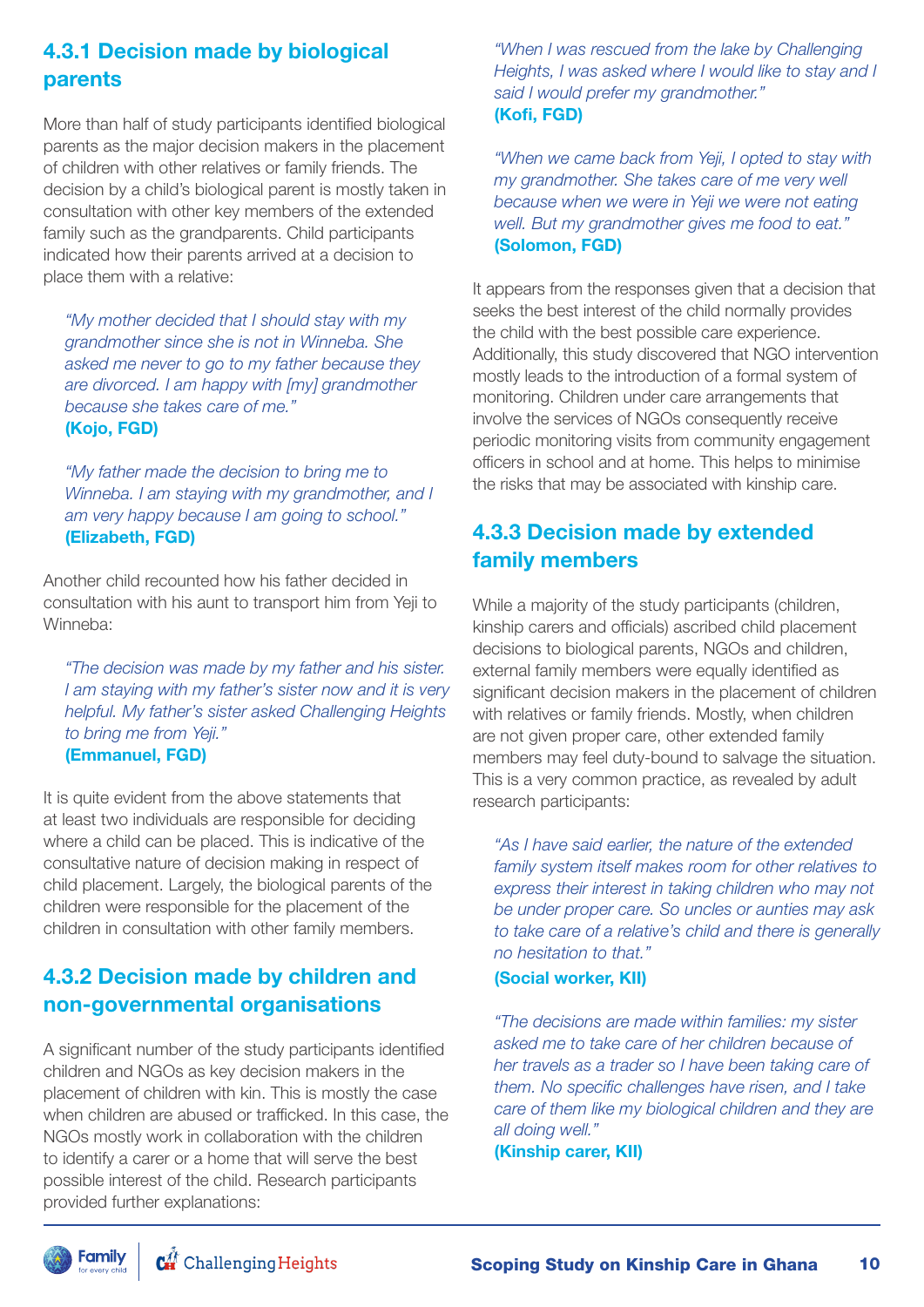### 4.3.1 Decision made by biological parents

More than half of study participants identified biological parents as the major decision makers in the placement of children with other relatives or family friends. The decision by a child's biological parent is mostly taken in consultation with other key members of the extended family such as the grandparents. Child participants indicated how their parents arrived at a decision to place them with a relative:

> *"My mother decided that I should stay with my grandmother since she is not in Winneba. She asked me never to go to my father because they are divorced. I am happy with [my] grandmother because she takes care of me."*
> **(Kojo, FGD)**

> *"My father made the decision to bring me to Winneba. I am staying with my grandmother, and I am very happy because I am going to school."*
> **(Elizabeth, FGD)**

Another child recounted how his father decided in consultation with his aunt to transport him from Yeji to Winneba:

> *"The decision was made by my father and his sister. I am staying with my father's sister now and it is very helpful. My father's sister asked Challenging Heights to bring me from Yeji."*
> **(Emmanuel, FGD)**

It is quite evident from the above statements that at least two individuals are responsible for deciding where a child can be placed. This is indicative of the consultative nature of decision making in respect of child placement. Largely, the biological parents of the children were responsible for the placement of the children in consultation with other family members.

### 4.3.2 Decision made by children and non-governmental organisations

A significant number of the study participants identified children and NGOs as key decision makers in the placement of children with kin. This is mostly the case when children are abused or trafficked. In this case, the NGOs mostly work in collaboration with the children to identify a carer or a home that will serve the best possible interest of the child. Research participants provided further explanations:

> *"When I was rescued from the lake by Challenging Heights, I was asked where I would like to stay and I said I would prefer my grandmother."*
> **(Kofi, FGD)**

> *"When we came back from Yeji, I opted to stay with my grandmother. She takes care of me very well because when we were in Yeji we were not eating well. But my grandmother gives me food to eat."*
> **(Solomon, FGD)**

It appears from the responses given that a decision that seeks the best interest of the child normally provides the child with the best possible care experience. Additionally, this study discovered that NGO intervention mostly leads to the introduction of a formal system of monitoring. Children under care arrangements that involve the services of NGOs consequently receive periodic monitoring visits from community engagement officers in school and at home. This helps to minimise the risks that may be associated with kinship care.

### 4.3.3 Decision made by extended family members

While a majority of the study participants (children, kinship carers and officials) ascribed child placement decisions to biological parents, NGOs and children, external family members were equally identified as significant decision makers in the placement of children with relatives or family friends. Mostly, when children are not given proper care, other extended family members may feel duty-bound to salvage the situation. This is a very common practice, as revealed by adult research participants:

> *"As I have said earlier, the nature of the extended family system itself makes room for other relatives to express their interest in taking children who may not be under proper care. So uncles or aunties may ask to take care of a relative's child and there is generally no hesitation to that."*
> **(Social worker, KII)**

> *"The decisions are made within families: my sister asked me to take care of her children because of her travels as a trader so I have been taking care of them. No specific challenges have risen, and I take care of them like my biological children and they are all doing well."*
> **(Kinship carer, KII)**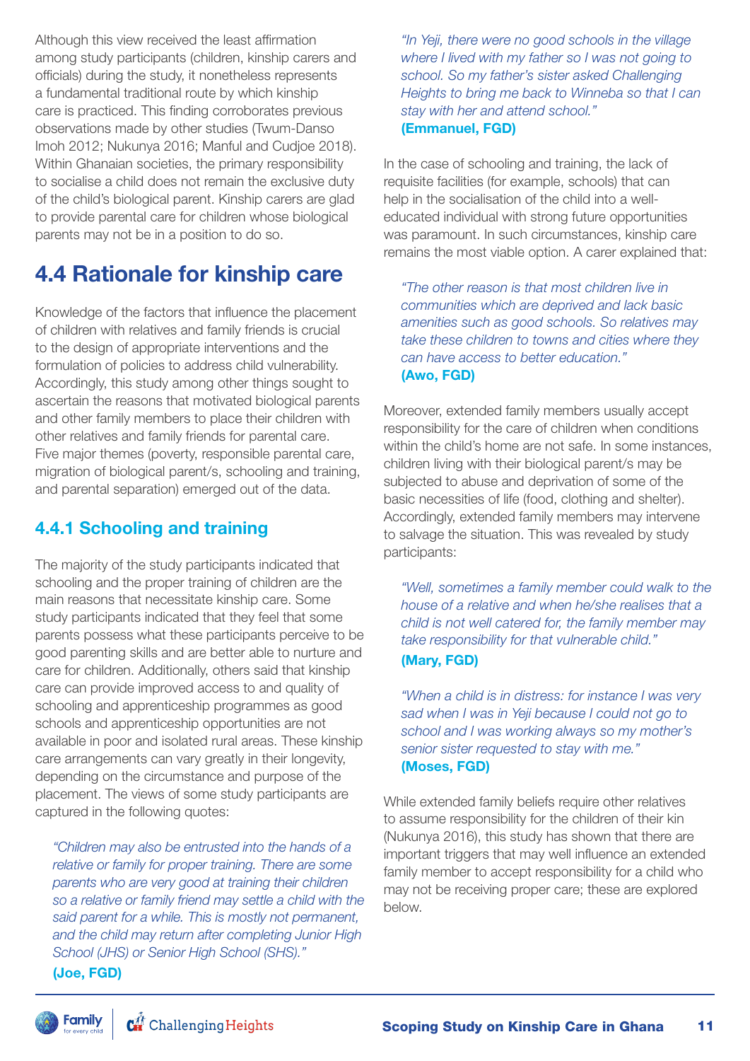Although this view received the least affirmation among study participants (children, kinship carers and officials) during the study, it nonetheless represents a fundamental traditional route by which kinship care is practiced. This finding corroborates previous observations made by other studies (Twum-Danso Imoh 2012; Nukunya 2016; Manful and Cudjoe 2018). Within Ghanaian societies, the primary responsibility to socialise a child does not remain the exclusive duty of the child's biological parent. Kinship carers are glad to provide parental care for children whose biological parents may not be in a position to do so.

# 4.4 Rationale for kinship care

Knowledge of the factors that influence the placement of children with relatives and family friends is crucial to the design of appropriate interventions and the formulation of policies to address child vulnerability. Accordingly, this study among other things sought to ascertain the reasons that motivated biological parents and other family members to place their children with other relatives and family friends for parental care. Five major themes (poverty, responsible parental care, migration of biological parent/s, schooling and training, and parental separation) emerged out of the data.

## 4.4.1 Schooling and training

The majority of the study participants indicated that schooling and the proper training of children are the main reasons that necessitate kinship care. Some study participants indicated that they feel that some parents possess what these participants perceive to be good parenting skills and are better able to nurture and care for children. Additionally, others said that kinship care can provide improved access to and quality of schooling and apprenticeship programmes as good schools and apprenticeship opportunities are not available in poor and isolated rural areas. These kinship care arrangements can vary greatly in their longevity, depending on the circumstance and purpose of the placement. The views of some study participants are captured in the following quotes:

> *"Children may also be entrusted into the hands of a relative or family for proper training. There are some parents who are very good at training their children so a relative or family friend may settle a child with the said parent for a while. This is mostly not permanent, and the child may return after completing Junior High School (JHS) or Senior High School (SHS)."*
> **(Joe, FGD)**

> *"In Yeji, there were no good schools in the village where I lived with my father so I was not going to school. So my father's sister asked Challenging Heights to bring me back to Winneba so that I can stay with her and attend school."*
> **(Emmanuel, FGD)**

In the case of schooling and training, the lack of requisite facilities (for example, schools) that can help in the socialisation of the child into a well-educated individual with strong future opportunities was paramount. In such circumstances, kinship care remains the most viable option. A carer explained that:

> *"The other reason is that most children live in communities which are deprived and lack basic amenities such as good schools. So relatives may take these children to towns and cities where they can have access to better education."*
> **(Awo, FGD)**

Moreover, extended family members usually accept responsibility for the care of children when conditions within the child's home are not safe. In some instances, children living with their biological parent/s may be subjected to abuse and deprivation of some of the basic necessities of life (food, clothing and shelter). Accordingly, extended family members may intervene to salvage the situation. This was revealed by study participants:

> *"Well, sometimes a family member could walk to the house of a relative and when he/she realises that a child is not well catered for, the family member may take responsibility for that vulnerable child."*
> **(Mary, FGD)**

> *"When a child is in distress: for instance I was very sad when I was in Yeji because I could not go to school and I was working always so my mother's senior sister requested to stay with me."*
> **(Moses, FGD)**

While extended family beliefs require other relatives to assume responsibility for the children of their kin (Nukunya 2016), this study has shown that there are important triggers that may well influence an extended family member to accept responsibility for a child who may not be receiving proper care; these are explored below.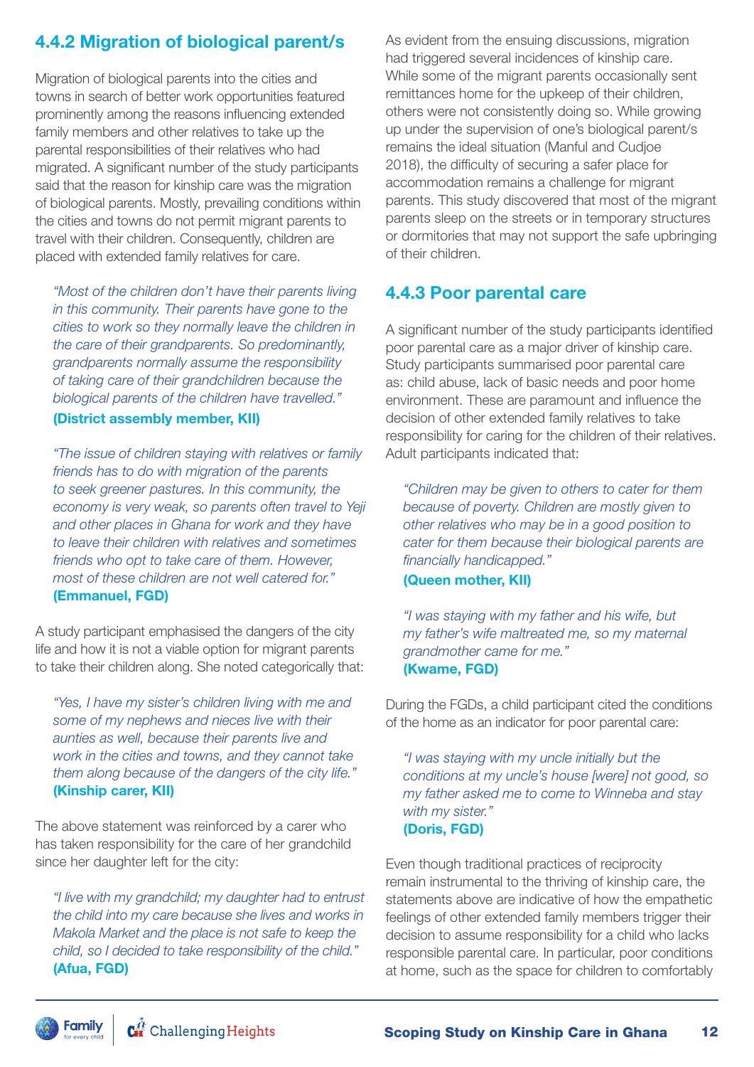### 4.4.2 Migration of biological parent/s

Migration of biological parents into the cities and towns in search of better work opportunities featured prominently among the reasons influencing extended family members and other relatives to take up the parental responsibilities of their relatives who had migrated. A significant number of the study participants said that the reason for kinship care was the migration of biological parents. Mostly, prevailing conditions within the cities and towns do not permit migrant parents to travel with their children. Consequently, children are placed with extended family relatives for care.

> *"Most of the children don't have their parents living in this community. Their parents have gone to the cities to work so they normally leave the children in the care of their grandparents. So predominantly, grandparents normally assume the responsibility of taking care of their grandchildren because the biological parents of the children have travelled."*
> **(District assembly member, KII)**

> *"The issue of children staying with relatives or family friends has to do with migration of the parents to seek greener pastures. In this community, the economy is very weak, so parents often travel to Yeji and other places in Ghana for work and they have to leave their children with relatives and sometimes friends who opt to take care of them. However, most of these children are not well catered for."*
> **(Emmanuel, FGD)**

A study participant emphasised the dangers of the city life and how it is not a viable option for migrant parents to take their children along. She noted categorically that:

> *"Yes, I have my sister's children living with me and some of my nephews and nieces live with their aunties as well, because their parents live and work in the cities and towns, and they cannot take them along because of the dangers of the city life."*
> **(Kinship carer, KII)**

The above statement was reinforced by a carer who has taken responsibility for the care of her grandchild since her daughter left for the city:

> *"I live with my grandchild; my daughter had to entrust the child into my care because she lives and works in Makola Market and the place is not safe to keep the child, so I decided to take responsibility of the child."*
> **(Afua, FGD)**

As evident from the ensuing discussions, migration had triggered several incidences of kinship care. While some of the migrant parents occasionally sent remittances home for the upkeep of their children, others were not consistently doing so. While growing up under the supervision of one's biological parent/s remains the ideal situation (Manful and Cudjoe 2018), the difficulty of securing a safer place for accommodation remains a challenge for migrant parents. This study discovered that most of the migrant parents sleep on the streets or in temporary structures or dormitories that may not support the safe upbringing of their children.

### 4.4.3 Poor parental care

A significant number of the study participants identified poor parental care as a major driver of kinship care. Study participants summarised poor parental care as: child abuse, lack of basic needs and poor home environment. These are paramount and influence the decision of other extended family relatives to take responsibility for caring for the children of their relatives. Adult participants indicated that:

> *"Children may be given to others to cater for them because of poverty. Children are mostly given to other relatives who may be in a good position to cater for them because their biological parents are financially handicapped."*
> **(Queen mother, KII)**

> *"I was staying with my father and his wife, but my father's wife maltreated me, so my maternal grandmother came for me."*
> **(Kwame, FGD)**

During the FGDs, a child participant cited the conditions of the home as an indicator for poor parental care:

> *"I was staying with my uncle initially but the conditions at my uncle's house [were] not good, so my father asked me to come to Winneba and stay with my sister."*
> **(Doris, FGD)**

Even though traditional practices of reciprocity remain instrumental to the thriving of kinship care, the statements above are indicative of how the empathetic feelings of other extended family members trigger their decision to assume responsibility for a child who lacks responsible parental care. In particular, poor conditions at home, such as the space for children to comfortably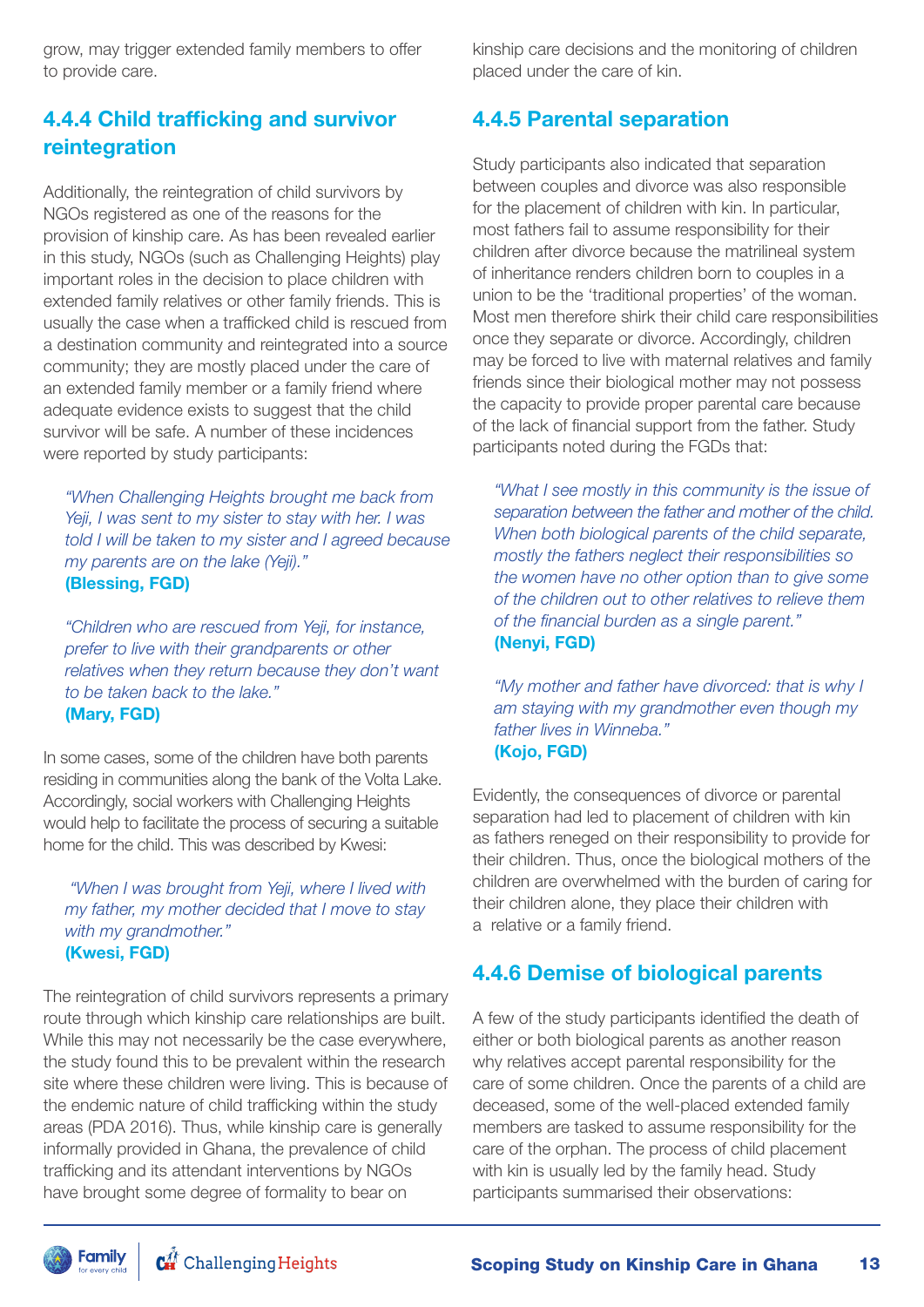grow, may trigger extended family members to offer to provide care.

### 4.4.4 Child trafficking and survivor reintegration

Additionally, the reintegration of child survivors by NGOs registered as one of the reasons for the provision of kinship care. As has been revealed earlier in this study, NGOs (such as Challenging Heights) play important roles in the decision to place children with extended family relatives or other family friends. This is usually the case when a trafficked child is rescued from a destination community and reintegrated into a source community; they are mostly placed under the care of an extended family member or a family friend where adequate evidence exists to suggest that the child survivor will be safe. A number of these incidences were reported by study participants:

> *"When Challenging Heights brought me back from Yeji, I was sent to my sister to stay with her. I was told I will be taken to my sister and I agreed because my parents are on the lake (Yeji)."*
> **(Blessing, FGD)**

> *"Children who are rescued from Yeji, for instance, prefer to live with their grandparents or other relatives when they return because they don't want to be taken back to the lake."*
> **(Mary, FGD)**

In some cases, some of the children have both parents residing in communities along the bank of the Volta Lake. Accordingly, social workers with Challenging Heights would help to facilitate the process of securing a suitable home for the child. This was described by Kwesi:

> *"When I was brought from Yeji, where I lived with my father, my mother decided that I move to stay with my grandmother."*
> **(Kwesi, FGD)**

The reintegration of child survivors represents a primary route through which kinship care relationships are built. While this may not necessarily be the case everywhere, the study found this to be prevalent within the research site where these children were living. This is because of the endemic nature of child trafficking within the study areas (PDA 2016). Thus, while kinship care is generally informally provided in Ghana, the prevalence of child trafficking and its attendant interventions by NGOs have brought some degree of formality to bear on kinship care decisions and the monitoring of children placed under the care of kin.

### 4.4.5 Parental separation

Study participants also indicated that separation between couples and divorce was also responsible for the placement of children with kin. In particular, most fathers fail to assume responsibility for their children after divorce because the matrilineal system of inheritance renders children born to couples in a union to be the 'traditional properties' of the woman. Most men therefore shirk their child care responsibilities once they separate or divorce. Accordingly, children may be forced to live with maternal relatives and family friends since their biological mother may not possess the capacity to provide proper parental care because of the lack of financial support from the father. Study participants noted during the FGDs that:

> *"What I see mostly in this community is the issue of separation between the father and mother of the child. When both biological parents of the child separate, mostly the fathers neglect their responsibilities so the women have no other option than to give some of the children out to other relatives to relieve them of the financial burden as a single parent."*
> **(Nenyi, FGD)**

> *"My mother and father have divorced: that is why I am staying with my grandmother even though my father lives in Winneba."*
> **(Kojo, FGD)**

Evidently, the consequences of divorce or parental separation had led to placement of children with kin as fathers reneged on their responsibility to provide for their children. Thus, once the biological mothers of the children are overwhelmed with the burden of caring for their children alone, they place their children with a relative or a family friend.

### 4.4.6 Demise of biological parents

A few of the study participants identified the death of either or both biological parents as another reason why relatives accept parental responsibility for the care of some children. Once the parents of a child are deceased, some of the well-placed extended family members are tasked to assume responsibility for the care of the orphan. The process of child placement with kin is usually led by the family head. Study participants summarised their observations: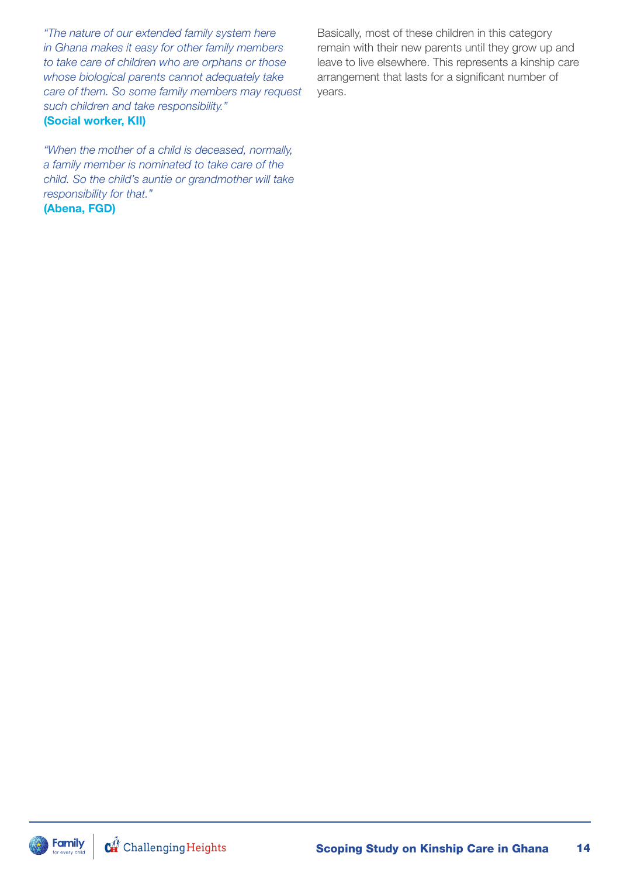*"The nature of our extended family system here in Ghana makes it easy for other family members to take care of children who are orphans or those whose biological parents cannot adequately take care of them. So some family members may request such children and take responsibility."*
**(Social worker, KII)**

*"When the mother of a child is deceased, normally, a family member is nominated to take care of the child. So the child's auntie or grandmother will take responsibility for that."*
**(Abena, FGD)**

Basically, most of these children in this category remain with their new parents until they grow up and leave to live elsewhere. This represents a kinship care arrangement that lasts for a significant number of years.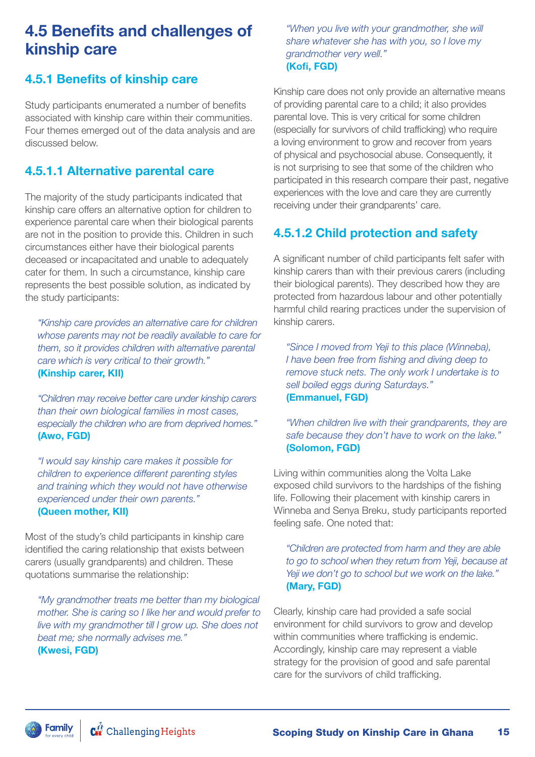## 4.5 Benefits and challenges of kinship care

### 4.5.1 Benefits of kinship care

Study participants enumerated a number of benefits associated with kinship care within their communities. Four themes emerged out of the data analysis and are discussed below.

#### 4.5.1.1 Alternative parental care

The majority of the study participants indicated that kinship care offers an alternative option for children to experience parental care when their biological parents are not in the position to provide this. Children in such circumstances either have their biological parents deceased or incapacitated and unable to adequately cater for them. In such a circumstance, kinship care represents the best possible solution, as indicated by the study participants:

> *"Kinship care provides an alternative care for children whose parents may not be readily available to care for them, so it provides children with alternative parental care which is very critical to their growth."*
> **(Kinship carer, KII)**

> *"Children may receive better care under kinship carers than their own biological families in most cases, especially the children who are from deprived homes."*
> **(Awo, FGD)**

> *"I would say kinship care makes it possible for children to experience different parenting styles and training which they would not have otherwise experienced under their own parents."*
> **(Queen mother, KII)**

Most of the study's child participants in kinship care identified the caring relationship that exists between carers (usually grandparents) and children. These quotations summarise the relationship:

> *"My grandmother treats me better than my biological mother. She is caring so I like her and would prefer to live with my grandmother till I grow up. She does not beat me; she normally advises me."*
> **(Kwesi, FGD)**

> *"When you live with your grandmother, she will share whatever she has with you, so I love my grandmother very well."*
> **(Kofi, FGD)**

Kinship care does not only provide an alternative means of providing parental care to a child; it also provides parental love. This is very critical for some children (especially for survivors of child trafficking) who require a loving environment to grow and recover from years of physical and psychosocial abuse. Consequently, it is not surprising to see that some of the children who participated in this research compare their past, negative experiences with the love and care they are currently receiving under their grandparents' care.

#### 4.5.1.2 Child protection and safety

A significant number of child participants felt safer with kinship carers than with their previous carers (including their biological parents). They described how they are protected from hazardous labour and other potentially harmful child rearing practices under the supervision of kinship carers.

> *"Since I moved from Yeji to this place (Winneba), I have been free from fishing and diving deep to remove stuck nets. The only work I undertake is to sell boiled eggs during Saturdays."*
> **(Emmanuel, FGD)**

> *"When children live with their grandparents, they are safe because they don't have to work on the lake."*
> **(Solomon, FGD)**

Living within communities along the Volta Lake exposed child survivors to the hardships of the fishing life. Following their placement with kinship carers in Winneba and Senya Breku, study participants reported feeling safe. One noted that:

> *"Children are protected from harm and they are able to go to school when they return from Yeji, because at Yeji we don't go to school but we work on the lake."*
> **(Mary, FGD)**

Clearly, kinship care had provided a safe social environment for child survivors to grow and develop within communities where trafficking is endemic. Accordingly, kinship care may represent a viable strategy for the provision of good and safe parental care for the survivors of child trafficking.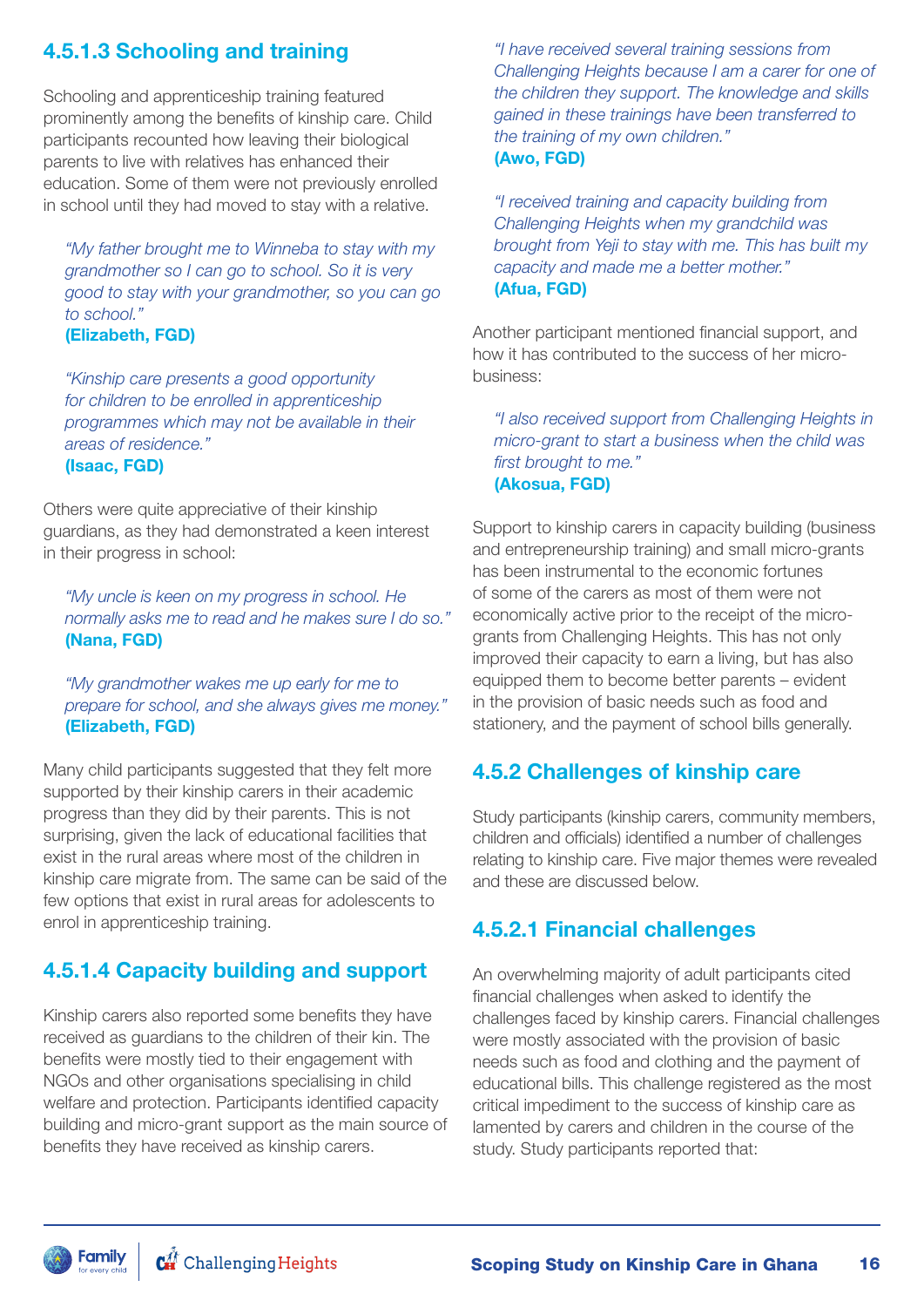### 4.5.1.3 Schooling and training

Schooling and apprenticeship training featured prominently among the benefits of kinship care. Child participants recounted how leaving their biological parents to live with relatives has enhanced their education. Some of them were not previously enrolled in school until they had moved to stay with a relative.

> *"My father brought me to Winneba to stay with my grandmother so I can go to school. So it is very good to stay with your grandmother, so you can go to school."*
> **(Elizabeth, FGD)**

> *"Kinship care presents a good opportunity for children to be enrolled in apprenticeship programmes which may not be available in their areas of residence."*
> **(Isaac, FGD)**

Others were quite appreciative of their kinship guardians, as they had demonstrated a keen interest in their progress in school:

> *"My uncle is keen on my progress in school. He normally asks me to read and he makes sure I do so."*
> **(Nana, FGD)**

> *"My grandmother wakes me up early for me to prepare for school, and she always gives me money."*
> **(Elizabeth, FGD)**

Many child participants suggested that they felt more supported by their kinship carers in their academic progress than they did by their parents. This is not surprising, given the lack of educational facilities that exist in the rural areas where most of the children in kinship care migrate from. The same can be said of the few options that exist in rural areas for adolescents to enrol in apprenticeship training.

### 4.5.1.4 Capacity building and support

Kinship carers also reported some benefits they have received as guardians to the children of their kin. The benefits were mostly tied to their engagement with NGOs and other organisations specialising in child welfare and protection. Participants identified capacity building and micro-grant support as the main source of benefits they have received as kinship carers.

> *"I have received several training sessions from Challenging Heights because I am a carer for one of the children they support. The knowledge and skills gained in these trainings have been transferred to the training of my own children."*
> **(Awo, FGD)**

> *"I received training and capacity building from Challenging Heights when my grandchild was brought from Yeji to stay with me. This has built my capacity and made me a better mother."*
> **(Afua, FGD)**

Another participant mentioned financial support, and how it has contributed to the success of her micro-business:

> *"I also received support from Challenging Heights in micro-grant to start a business when the child was first brought to me."*
> **(Akosua, FGD)**

Support to kinship carers in capacity building (business and entrepreneurship training) and small micro-grants has been instrumental to the economic fortunes of some of the carers as most of them were not economically active prior to the receipt of the micro-grants from Challenging Heights. This has not only improved their capacity to earn a living, but has also equipped them to become better parents – evident in the provision of basic needs such as food and stationery, and the payment of school bills generally.

## 4.5.2 Challenges of kinship care

Study participants (kinship carers, community members, children and officials) identified a number of challenges relating to kinship care. Five major themes were revealed and these are discussed below.

### 4.5.2.1 Financial challenges

An overwhelming majority of adult participants cited financial challenges when asked to identify the challenges faced by kinship carers. Financial challenges were mostly associated with the provision of basic needs such as food and clothing and the payment of educational bills. This challenge registered as the most critical impediment to the success of kinship care as lamented by carers and children in the course of the study. Study participants reported that: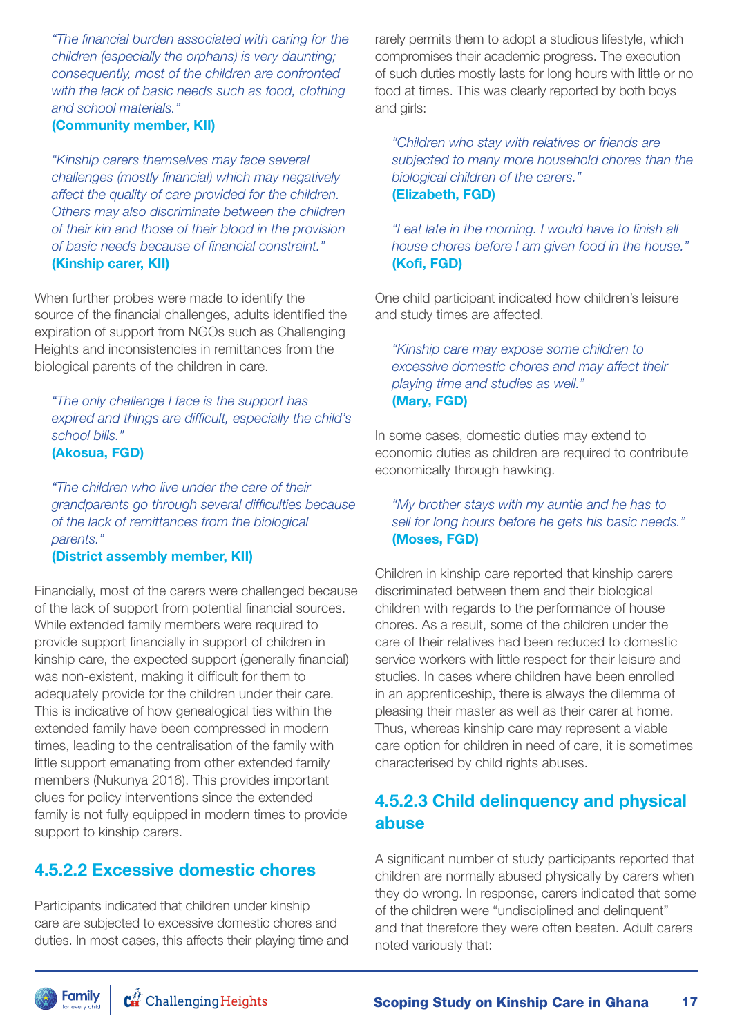*"The financial burden associated with caring for the children (especially the orphans) is very daunting; consequently, most of the children are confronted with the lack of basic needs such as food, clothing and school materials."*
**(Community member, KII)**

*"Kinship carers themselves may face several challenges (mostly financial) which may negatively affect the quality of care provided for the children. Others may also discriminate between the children of their kin and those of their blood in the provision of basic needs because of financial constraint."*
**(Kinship carer, KII)**

When further probes were made to identify the source of the financial challenges, adults identified the expiration of support from NGOs such as Challenging Heights and inconsistencies in remittances from the biological parents of the children in care.

*"The only challenge I face is the support has expired and things are difficult, especially the child's school bills."*
**(Akosua, FGD)**

*"The children who live under the care of their grandparents go through several difficulties because of the lack of remittances from the biological parents."*
**(District assembly member, KII)**

Financially, most of the carers were challenged because of the lack of support from potential financial sources. While extended family members were required to provide support financially in support of children in kinship care, the expected support (generally financial) was non-existent, making it difficult for them to adequately provide for the children under their care. This is indicative of how genealogical ties within the extended family have been compressed in modern times, leading to the centralisation of the family with little support emanating from other extended family members (Nukunya 2016). This provides important clues for policy interventions since the extended family is not fully equipped in modern times to provide support to kinship carers.

### 4.5.2.2 Excessive domestic chores

Participants indicated that children under kinship care are subjected to excessive domestic chores and duties. In most cases, this affects their playing time and rarely permits them to adopt a studious lifestyle, which compromises their academic progress. The execution of such duties mostly lasts for long hours with little or no food at times. This was clearly reported by both boys and girls:

*"Children who stay with relatives or friends are subjected to many more household chores than the biological children of the carers."*
**(Elizabeth, FGD)**

*"I eat late in the morning. I would have to finish all house chores before I am given food in the house."*
**(Kofi, FGD)**

One child participant indicated how children's leisure and study times are affected.

*"Kinship care may expose some children to excessive domestic chores and may affect their playing time and studies as well."*
**(Mary, FGD)**

In some cases, domestic duties may extend to economic duties as children are required to contribute economically through hawking.

*"My brother stays with my auntie and he has to sell for long hours before he gets his basic needs."*
**(Moses, FGD)**

Children in kinship care reported that kinship carers discriminated between them and their biological children with regards to the performance of house chores. As a result, some of the children under the care of their relatives had been reduced to domestic service workers with little respect for their leisure and studies. In cases where children have been enrolled in an apprenticeship, there is always the dilemma of pleasing their master as well as their carer at home. Thus, whereas kinship care may represent a viable care option for children in need of care, it is sometimes characterised by child rights abuses.

### 4.5.2.3 Child delinquency and physical abuse

A significant number of study participants reported that children are normally abused physically by carers when they do wrong. In response, carers indicated that some of the children were "undisciplined and delinquent" and that therefore they were often beaten. Adult carers noted variously that: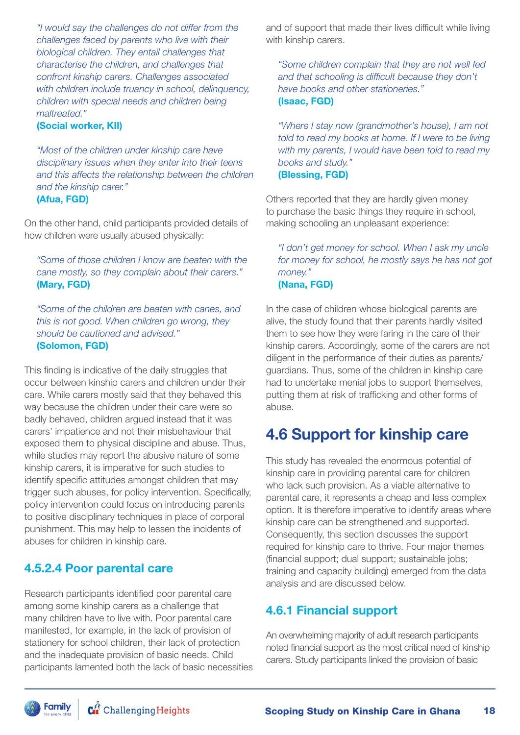*"I would say the challenges do not differ from the challenges faced by parents who live with their biological children. They entail challenges that characterise the children, and challenges that confront kinship carers. Challenges associated with children include truancy in school, delinquency, children with special needs and children being maltreated."*
**(Social worker, KII)**

*"Most of the children under kinship care have disciplinary issues when they enter into their teens and this affects the relationship between the children and the kinship carer."*
**(Afua, FGD)**

On the other hand, child participants provided details of how children were usually abused physically:

*"Some of those children I know are beaten with the cane mostly, so they complain about their carers."*
**(Mary, FGD)**

*"Some of the children are beaten with canes, and this is not good. When children go wrong, they should be cautioned and advised."*
**(Solomon, FGD)**

This finding is indicative of the daily struggles that occur between kinship carers and children under their care. While carers mostly said that they behaved this way because the children under their care were so badly behaved, children argued instead that it was carers' impatience and not their misbehaviour that exposed them to physical discipline and abuse. Thus, while studies may report the abusive nature of some kinship carers, it is imperative for such studies to identify specific attitudes amongst children that may trigger such abuses, for policy intervention. Specifically, policy intervention could focus on introducing parents to positive disciplinary techniques in place of corporal punishment. This may help to lessen the incidents of abuses for children in kinship care.

### 4.5.2.4 Poor parental care

Research participants identified poor parental care among some kinship carers as a challenge that many children have to live with. Poor parental care manifested, for example, in the lack of provision of stationery for school children, their lack of protection and the inadequate provision of basic needs. Child participants lamented both the lack of basic necessities and of support that made their lives difficult while living with kinship carers.

*"Some children complain that they are not well fed and that schooling is difficult because they don't have books and other stationeries."*
**(Isaac, FGD)**

*"Where I stay now (grandmother's house), I am not told to read my books at home. If I were to be living with my parents, I would have been told to read my books and study."*
**(Blessing, FGD)**

Others reported that they are hardly given money to purchase the basic things they require in school, making schooling an unpleasant experience:

*"I don't get money for school. When I ask my uncle for money for school, he mostly says he has not got money."*
**(Nana, FGD)**

In the case of children whose biological parents are alive, the study found that their parents hardly visited them to see how they were faring in the care of their kinship carers. Accordingly, some of the carers are not diligent in the performance of their duties as parents/guardians. Thus, some of the children in kinship care had to undertake menial jobs to support themselves, putting them at risk of trafficking and other forms of abuse.

## 4.6 Support for kinship care

This study has revealed the enormous potential of kinship care in providing parental care for children who lack such provision. As a viable alternative to parental care, it represents a cheap and less complex option. It is therefore imperative to identify areas where kinship care can be strengthened and supported. Consequently, this section discusses the support required for kinship care to thrive. Four major themes (financial support; dual support; sustainable jobs; training and capacity building) emerged from the data analysis and are discussed below.

### 4.6.1 Financial support

An overwhelming majority of adult research participants noted financial support as the most critical need of kinship carers. Study participants linked the provision of basic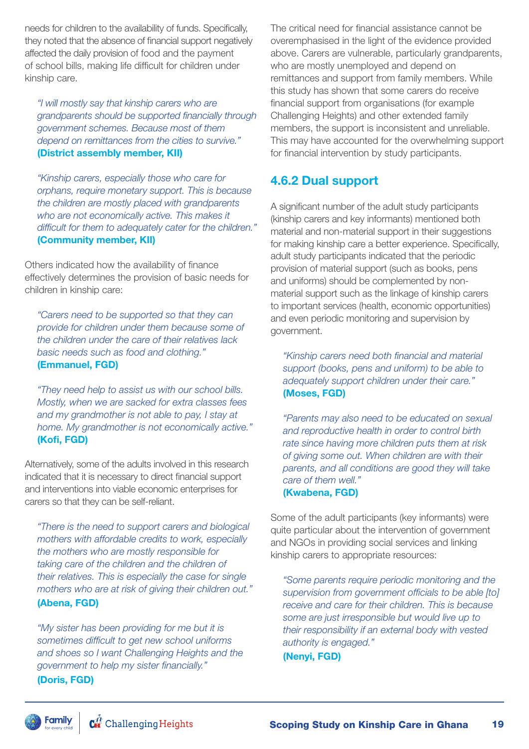needs for children to the availability of funds. Specifically, they noted that the absence of financial support negatively affected the daily provision of food and the payment of school bills, making life difficult for children under kinship care.

> *"I will mostly say that kinship carers who are grandparents should be supported financially through government schemes. Because most of them depend on remittances from the cities to survive."*
> **(District assembly member, KII)**

> *"Kinship carers, especially those who care for orphans, require monetary support. This is because the children are mostly placed with grandparents who are not economically active. This makes it difficult for them to adequately cater for the children."*
> **(Community member, KII)**

Others indicated how the availability of finance effectively determines the provision of basic needs for children in kinship care:

> *"Carers need to be supported so that they can provide for children under them because some of the children under the care of their relatives lack basic needs such as food and clothing."*
> **(Emmanuel, FGD)**

> *"They need help to assist us with our school bills. Mostly, when we are sacked for extra classes fees and my grandmother is not able to pay, I stay at home. My grandmother is not economically active."*
> **(Kofi, FGD)**

Alternatively, some of the adults involved in this research indicated that it is necessary to direct financial support and interventions into viable economic enterprises for carers so that they can be self-reliant.

> *"There is the need to support carers and biological mothers with affordable credits to work, especially the mothers who are mostly responsible for taking care of the children and the children of their relatives. This is especially the case for single mothers who are at risk of giving their children out."*
> **(Abena, FGD)**

> *"My sister has been providing for me but it is sometimes difficult to get new school uniforms and shoes so I want Challenging Heights and the government to help my sister financially."*
> **(Doris, FGD)**

The critical need for financial assistance cannot be overemphasised in the light of the evidence provided above. Carers are vulnerable, particularly grandparents, who are mostly unemployed and depend on remittances and support from family members. While this study has shown that some carers do receive financial support from organisations (for example Challenging Heights) and other extended family members, the support is inconsistent and unreliable. This may have accounted for the overwhelming support for financial intervention by study participants.

### 4.6.2 Dual support

A significant number of the adult study participants (kinship carers and key informants) mentioned both material and non-material support in their suggestions for making kinship care a better experience. Specifically, adult study participants indicated that the periodic provision of material support (such as books, pens and uniforms) should be complemented by non-material support such as the linkage of kinship carers to important services (health, economic opportunities) and even periodic monitoring and supervision by government.

> *"Kinship carers need both financial and material support (books, pens and uniform) to be able to adequately support children under their care."*
> **(Moses, FGD)**

> *"Parents may also need to be educated on sexual and reproductive health in order to control birth rate since having more children puts them at risk of giving some out. When children are with their parents, and all conditions are good they will take care of them well."*
> **(Kwabena, FGD)**

Some of the adult participants (key informants) were quite particular about the intervention of government and NGOs in providing social services and linking kinship carers to appropriate resources:

> *"Some parents require periodic monitoring and the supervision from government officials to be able [to] receive and care for their children. This is because some are just irresponsible but would live up to their responsibility if an external body with vested authority is engaged."*
> **(Nenyi, FGD)**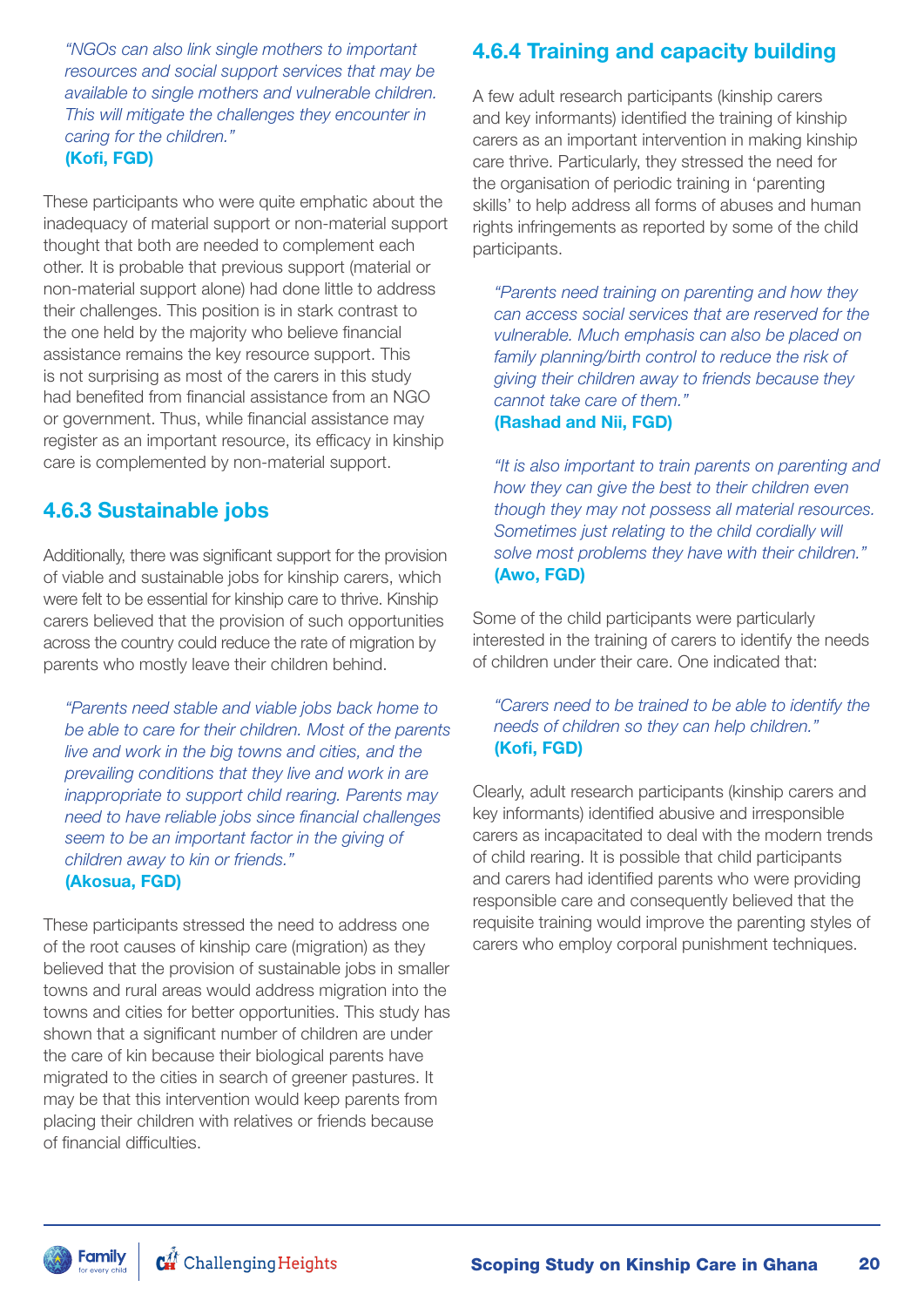*"NGOs can also link single mothers to important resources and social support services that may be available to single mothers and vulnerable children. This will mitigate the challenges they encounter in caring for the children."*
**(Kofi, FGD)**

These participants who were quite emphatic about the inadequacy of material support or non-material support thought that both are needed to complement each other. It is probable that previous support (material or non-material support alone) had done little to address their challenges. This position is in stark contrast to the one held by the majority who believe financial assistance remains the key resource support. This is not surprising as most of the carers in this study had benefited from financial assistance from an NGO or government. Thus, while financial assistance may register as an important resource, its efficacy in kinship care is complemented by non-material support.

### 4.6.3 Sustainable jobs

Additionally, there was significant support for the provision of viable and sustainable jobs for kinship carers, which were felt to be essential for kinship care to thrive. Kinship carers believed that the provision of such opportunities across the country could reduce the rate of migration by parents who mostly leave their children behind.

*"Parents need stable and viable jobs back home to be able to care for their children. Most of the parents live and work in the big towns and cities, and the prevailing conditions that they live and work in are inappropriate to support child rearing. Parents may need to have reliable jobs since financial challenges seem to be an important factor in the giving of children away to kin or friends."*
**(Akosua, FGD)**

These participants stressed the need to address one of the root causes of kinship care (migration) as they believed that the provision of sustainable jobs in smaller towns and rural areas would address migration into the towns and cities for better opportunities. This study has shown that a significant number of children are under the care of kin because their biological parents have migrated to the cities in search of greener pastures. It may be that this intervention would keep parents from placing their children with relatives or friends because of financial difficulties.

### 4.6.4 Training and capacity building

A few adult research participants (kinship carers and key informants) identified the training of kinship carers as an important intervention in making kinship care thrive. Particularly, they stressed the need for the organisation of periodic training in 'parenting skills' to help address all forms of abuses and human rights infringements as reported by some of the child participants.

*"Parents need training on parenting and how they can access social services that are reserved for the vulnerable. Much emphasis can also be placed on family planning/birth control to reduce the risk of giving their children away to friends because they cannot take care of them."*
**(Rashad and Nii, FGD)**

*"It is also important to train parents on parenting and how they can give the best to their children even though they may not possess all material resources. Sometimes just relating to the child cordially will solve most problems they have with their children."*
**(Awo, FGD)**

Some of the child participants were particularly interested in the training of carers to identify the needs of children under their care. One indicated that:

*"Carers need to be trained to be able to identify the needs of children so they can help children."*
**(Kofi, FGD)**

Clearly, adult research participants (kinship carers and key informants) identified abusive and irresponsible carers as incapacitated to deal with the modern trends of child rearing. It is possible that child participants and carers had identified parents who were providing responsible care and consequently believed that the requisite training would improve the parenting styles of carers who employ corporal punishment techniques.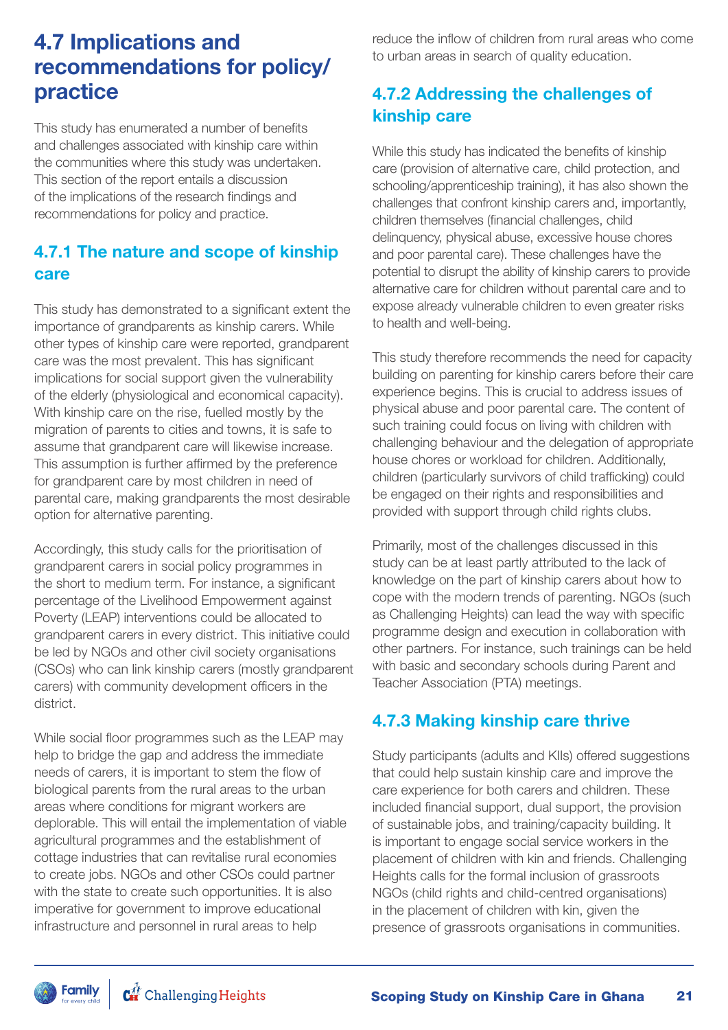## 4.7 Implications and recommendations for policy/ practice

This study has enumerated a number of benefits and challenges associated with kinship care within the communities where this study was undertaken. This section of the report entails a discussion of the implications of the research findings and recommendations for policy and practice.

### 4.7.1 The nature and scope of kinship care

This study has demonstrated to a significant extent the importance of grandparents as kinship carers. While other types of kinship care were reported, grandparent care was the most prevalent. This has significant implications for social support given the vulnerability of the elderly (physiological and economical capacity). With kinship care on the rise, fuelled mostly by the migration of parents to cities and towns, it is safe to assume that grandparent care will likewise increase. This assumption is further affirmed by the preference for grandparent care by most children in need of parental care, making grandparents the most desirable option for alternative parenting.

Accordingly, this study calls for the prioritisation of grandparent carers in social policy programmes in the short to medium term. For instance, a significant percentage of the Livelihood Empowerment against Poverty (LEAP) interventions could be allocated to grandparent carers in every district. This initiative could be led by NGOs and other civil society organisations (CSOs) who can link kinship carers (mostly grandparent carers) with community development officers in the district.

While social floor programmes such as the LEAP may help to bridge the gap and address the immediate needs of carers, it is important to stem the flow of biological parents from the rural areas to the urban areas where conditions for migrant workers are deplorable. This will entail the implementation of viable agricultural programmes and the establishment of cottage industries that can revitalise rural economies to create jobs. NGOs and other CSOs could partner with the state to create such opportunities. It is also imperative for government to improve educational infrastructure and personnel in rural areas to help reduce the inflow of children from rural areas who come to urban areas in search of quality education.

### 4.7.2 Addressing the challenges of kinship care

While this study has indicated the benefits of kinship care (provision of alternative care, child protection, and schooling/apprenticeship training), it has also shown the challenges that confront kinship carers and, importantly, children themselves (financial challenges, child delinquency, physical abuse, excessive house chores and poor parental care). These challenges have the potential to disrupt the ability of kinship carers to provide alternative care for children without parental care and to expose already vulnerable children to even greater risks to health and well-being.

This study therefore recommends the need for capacity building on parenting for kinship carers before their care experience begins. This is crucial to address issues of physical abuse and poor parental care. The content of such training could focus on living with children with challenging behaviour and the delegation of appropriate house chores or workload for children. Additionally, children (particularly survivors of child trafficking) could be engaged on their rights and responsibilities and provided with support through child rights clubs.

Primarily, most of the challenges discussed in this study can be at least partly attributed to the lack of knowledge on the part of kinship carers about how to cope with the modern trends of parenting. NGOs (such as Challenging Heights) can lead the way with specific programme design and execution in collaboration with other partners. For instance, such trainings can be held with basic and secondary schools during Parent and Teacher Association (PTA) meetings.

### 4.7.3 Making kinship care thrive

Study participants (adults and KIIs) offered suggestions that could help sustain kinship care and improve the care experience for both carers and children. These included financial support, dual support, the provision of sustainable jobs, and training/capacity building. It is important to engage social service workers in the placement of children with kin and friends. Challenging Heights calls for the formal inclusion of grassroots NGOs (child rights and child-centred organisations) in the placement of children with kin, given the presence of grassroots organisations in communities.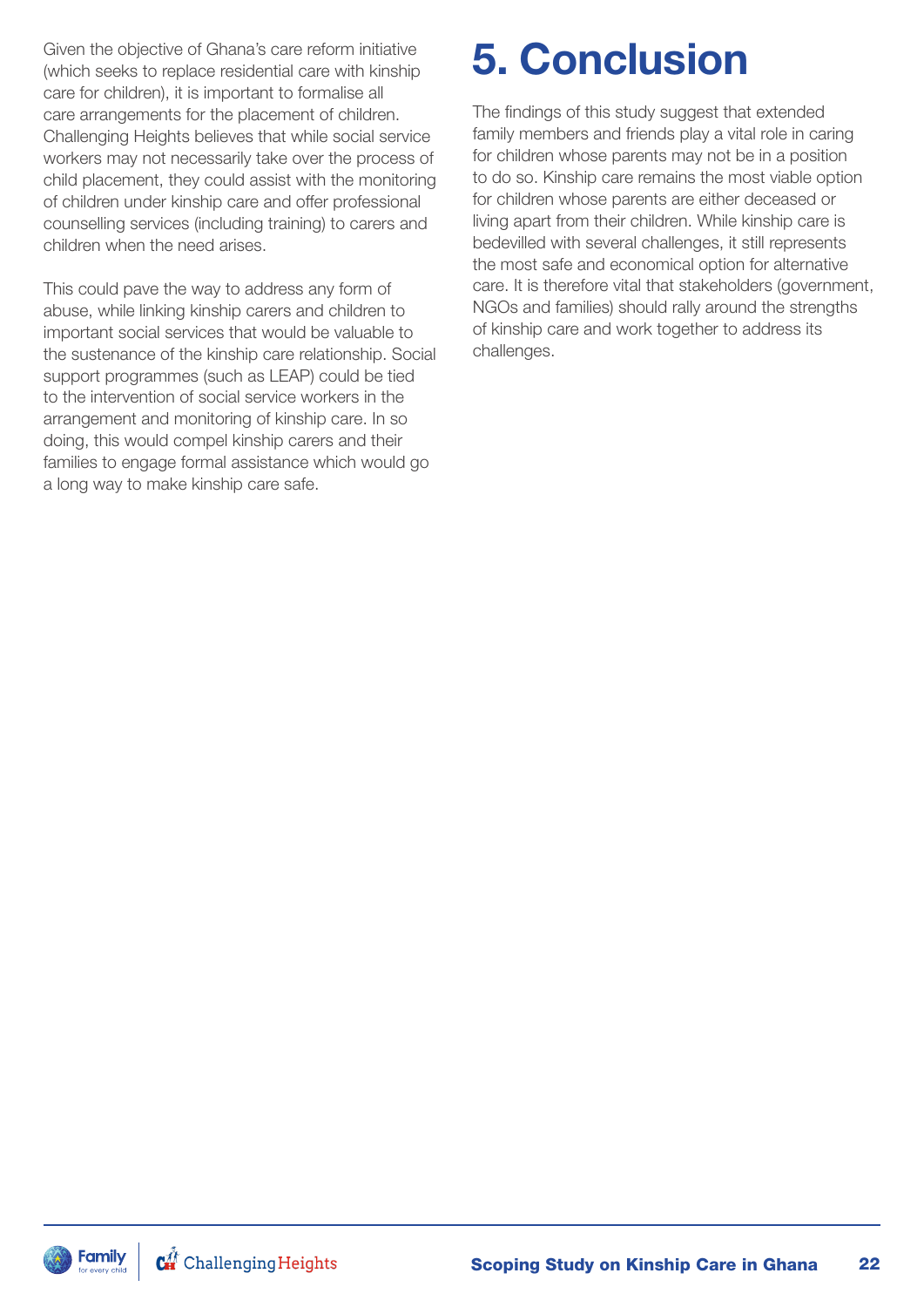Given the objective of Ghana's care reform initiative (which seeks to replace residential care with kinship care for children), it is important to formalise all care arrangements for the placement of children. Challenging Heights believes that while social service workers may not necessarily take over the process of child placement, they could assist with the monitoring of children under kinship care and offer professional counselling services (including training) to carers and children when the need arises.

This could pave the way to address any form of abuse, while linking kinship carers and children to important social services that would be valuable to the sustenance of the kinship care relationship. Social support programmes (such as LEAP) could be tied to the intervention of social service workers in the arrangement and monitoring of kinship care. In so doing, this would compel kinship carers and their families to engage formal assistance which would go a long way to make kinship care safe.

# 5. Conclusion

The findings of this study suggest that extended family members and friends play a vital role in caring for children whose parents may not be in a position to do so. Kinship care remains the most viable option for children whose parents are either deceased or living apart from their children. While kinship care is bedevilled with several challenges, it still represents the most safe and economical option for alternative care. It is therefore vital that stakeholders (government, NGOs and families) should rally around the strengths of kinship care and work together to address its challenges.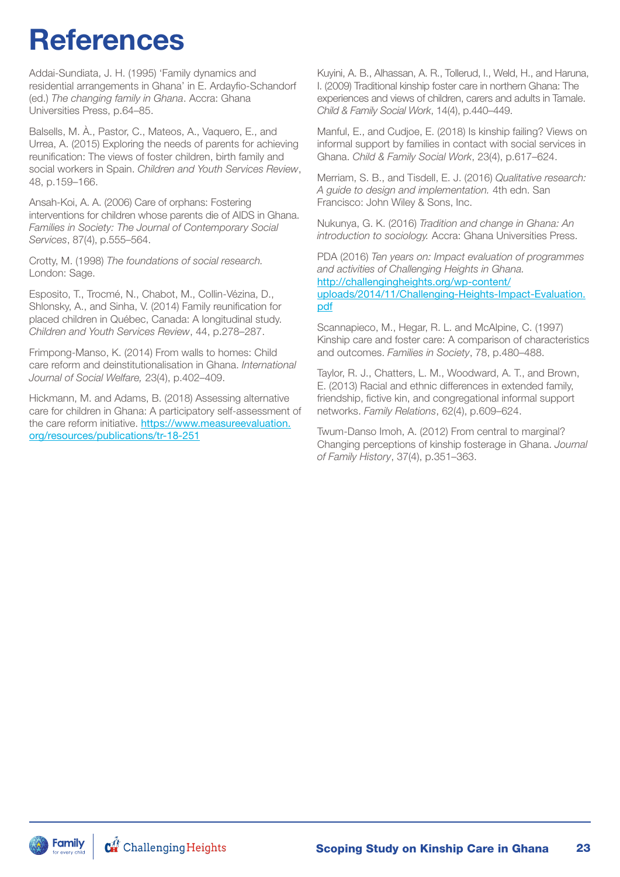# References

Addai-Sundiata, J. H. (1995) 'Family dynamics and residential arrangements in Ghana' in E. Ardayfio-Schandorf (ed.) *The changing family in Ghana*. Accra: Ghana Universities Press, p.64–85.

Balsells, M. À., Pastor, C., Mateos, A., Vaquero, E., and Urrea, A. (2015) Exploring the needs of parents for achieving reunification: The views of foster children, birth family and social workers in Spain. *Children and Youth Services Review*, 48, p.159–166.

Ansah-Koi, A. A. (2006) Care of orphans: Fostering interventions for children whose parents die of AIDS in Ghana. *Families in Society: The Journal of Contemporary Social Services*, 87(4), p.555–564.

Crotty, M. (1998) *The foundations of social research.* London: Sage.

Esposito, T., Trocmé, N., Chabot, M., Collin-Vézina, D., Shlonsky, A., and Sinha, V. (2014) Family reunification for placed children in Québec, Canada: A longitudinal study. *Children and Youth Services Review*, 44, p.278–287.

Frimpong-Manso, K. (2014) From walls to homes: Child care reform and deinstitutionalisation in Ghana. *International Journal of Social Welfare,* 23(4), p.402–409.

Hickmann, M. and Adams, B. (2018) Assessing alternative care for children in Ghana: A participatory self-assessment of the care reform initiative. [https://www.measureevaluation.org/resources/publications/tr-18-251](https://www.measureevaluation.org/resources/publications/tr-18-251)

Kuyini, A. B., Alhassan, A. R., Tollerud, I., Weld, H., and Haruna, I. (2009) Traditional kinship foster care in northern Ghana: The experiences and views of children, carers and adults in Tamale. *Child & Family Social Work*, 14(4), p.440–449.

Manful, E., and Cudjoe, E. (2018) Is kinship failing? Views on informal support by families in contact with social services in Ghana. *Child & Family Social Work*, 23(4), p.617–624.

Merriam, S. B., and Tisdell, E. J. (2016) *Qualitative research: A guide to design and implementation.* 4th edn. San Francisco: John Wiley & Sons, Inc.

Nukunya, G. K. (2016) *Tradition and change in Ghana: An introduction to sociology.* Accra: Ghana Universities Press.

PDA (2016) *Ten years on: Impact evaluation of programmes and activities of Challenging Heights in Ghana.* [http://challengingheights.org/wp-content/uploads/2014/11/Challenging-Heights-Impact-Evaluation.pdf](http://challengingheights.org/wp-content/uploads/2014/11/Challenging-Heights-Impact-Evaluation.pdf)

Scannapieco, M., Hegar, R. L. and McAlpine, C. (1997) Kinship care and foster care: A comparison of characteristics and outcomes. *Families in Society*, 78, p.480–488.

Taylor, R. J., Chatters, L. M., Woodward, A. T., and Brown, E. (2013) Racial and ethnic differences in extended family, friendship, fictive kin, and congregational informal support networks. *Family Relations*, 62(4), p.609–624.

Twum-Danso Imoh, A. (2012) From central to marginal? Changing perceptions of kinship fosterage in Ghana. *Journal of Family History*, 37(4), p.351–363.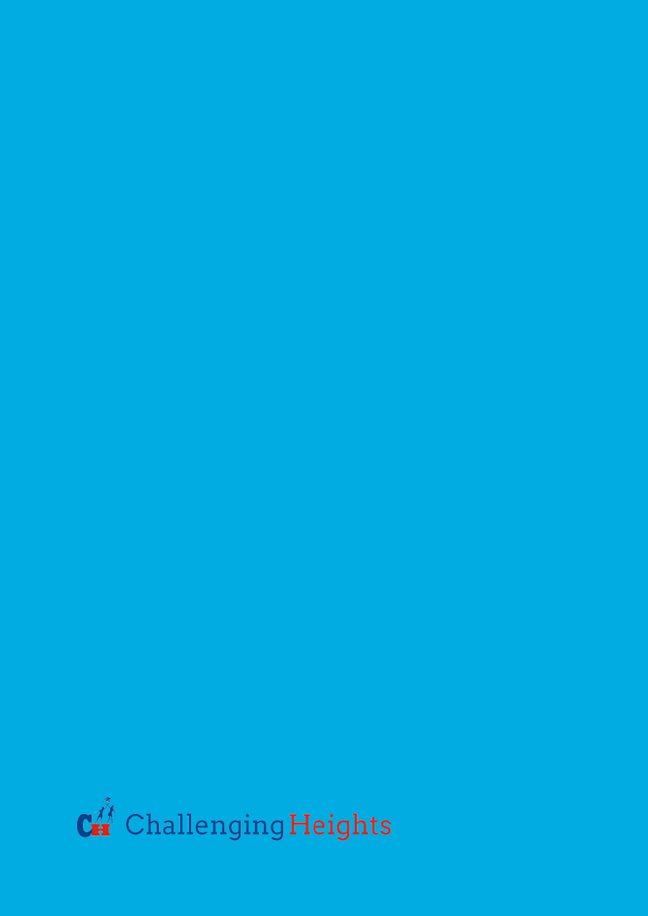Challenging Heights